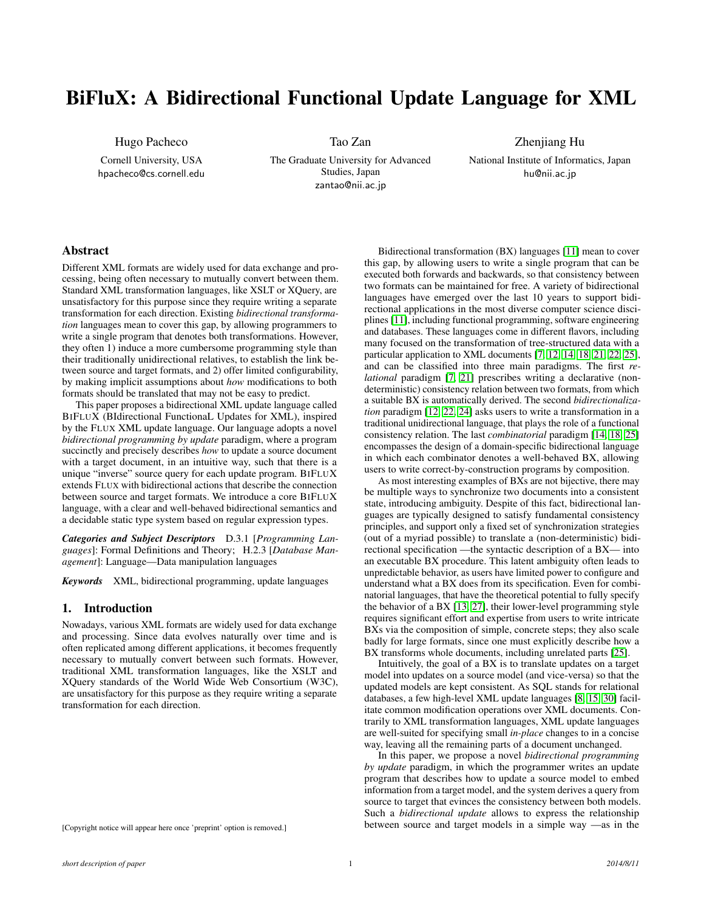# BiFluX: A Bidirectional Functional Update Language for XML

Hugo Pacheco
Cornell University, USA
hpacheco@cs.cornell.edu

Tao Zan
The Graduate University for Advanced Studies, Japan
zantao@nii.ac.jp

Zhenjiang Hu
National Institute of Informatics, Japan
hu@nii.ac.jp

## Abstract

Different XML formats are widely used for data exchange and processing, being often necessary to mutually convert between them. Standard XML transformation languages, like XSLT or XQuery, are unsatisfactory for this purpose since they require writing a separate transformation for each direction. Existing *bidirectional transformation* languages mean to cover this gap, by allowing programmers to write a single program that denotes both transformations. However, they often 1) induce a more cumbersome programming style than their traditionally unidirectional relatives, to establish the link between source and target formats, and 2) offer limited configurability, by making implicit assumptions about *how* modifications to both formats should be translated that may not be easy to predict.

This paper proposes a bidirectional XML update language called BIFLUX (BIdirectional FunctionaL Updates for XML), inspired by the FLUX XML update language. Our language adopts a novel *bidirectional programming by update* paradigm, where a program succinctly and precisely describes *how* to update a source document with a target document, in an intuitive way, such that there is a unique "inverse" source query for each update program. BIFLUX extends FLUX with bidirectional actions that describe the connection between source and target formats. We introduce a core BIFLUX language, with a clear and well-behaved bidirectional semantics and a decidable static type system based on regular expression types.

***Categories and Subject Descriptors*** D.3.1 [*Programming Languages*]: Formal Definitions and Theory; H.2.3 [*Database Management*]: Language—Data manipulation languages

***Keywords*** XML, bidirectional programming, update languages

## 1. Introduction

Nowadays, various XML formats are widely used for data exchange and processing. Since data evolves naturally over time and is often replicated among different applications, it becomes frequently necessary to mutually convert between such formats. However, traditional XML transformation languages, like the XSLT and XQuery standards of the World Wide Web Consortium (W3C), are unsatisfactory for this purpose as they require writing a separate transformation for each direction.

Bidirectional transformation (BX) languages [11] mean to cover this gap, by allowing users to write a single program that can be executed both forwards and backwards, so that consistency between two formats can be maintained for free. A variety of bidirectional languages have emerged over the last 10 years to support bidirectional applications in the most diverse computer science disciplines [11], including functional programming, software engineering and databases. These languages come in different flavors, including many focused on the transformation of tree-structured data with a particular application to XML documents [7, 12, 14, 18, 21, 22, 25], and can be classified into three main paradigms. The first *relational* paradigm [7, 21] prescribes writing a declarative (non-deterministic) consistency relation between two formats, from which a suitable BX is automatically derived. The second *bidirectionalization* paradigm [12, 22, 24] asks users to write a transformation in a traditional unidirectional language, that plays the role of a functional consistency relation. The last *combinatorial* paradigm [14, 18, 25] encompasses the design of a domain-specific bidirectional language in which each combinator denotes a well-behaved BX, allowing users to write correct-by-construction programs by composition.

As most interesting examples of BXs are not bijective, there may be multiple ways to synchronize two documents into a consistent state, introducing ambiguity. Despite of this fact, bidirectional languages are typically designed to satisfy fundamental consistency principles, and support only a fixed set of synchronization strategies (out of a myriad possible) to translate a (non-deterministic) bidirectional specification —the syntactic description of a BX— into an executable BX procedure. This latent ambiguity often leads to unpredictable behavior, as users have limited power to configure and understand what a BX does from its specification. Even for combinatorial languages, that have the theoretical potential to fully specify the behavior of a BX [13, 27], their lower-level programming style requires significant effort and expertise from users to write intricate BXs via the composition of simple, concrete steps; they also scale badly for large formats, since one must explicitly describe how a BX transforms whole documents, including unrelated parts [25].

Intuitively, the goal of a BX is to translate updates on a target model into updates on a source model (and vice-versa) so that the updated models are kept consistent. As SQL stands for relational databases, a few high-level XML update languages [8, 15, 30] facilitate common modification operations over XML documents. Contrarily to XML transformation languages, XML update languages are well-suited for specifying small *in-place* changes to in a concise way, leaving all the remaining parts of a document unchanged.

In this paper, we propose a novel *bidirectional programming by update* paradigm, in which the programmer writes an update program that describes how to update a source model to embed information from a target model, and the system derives a query from source to target that evinces the consistency between both models. Such a *bidirectional update* allows to express the relationship between source and target models in a simple way —as in the

[Copyright notice will appear here once 'preprint' option is removed.]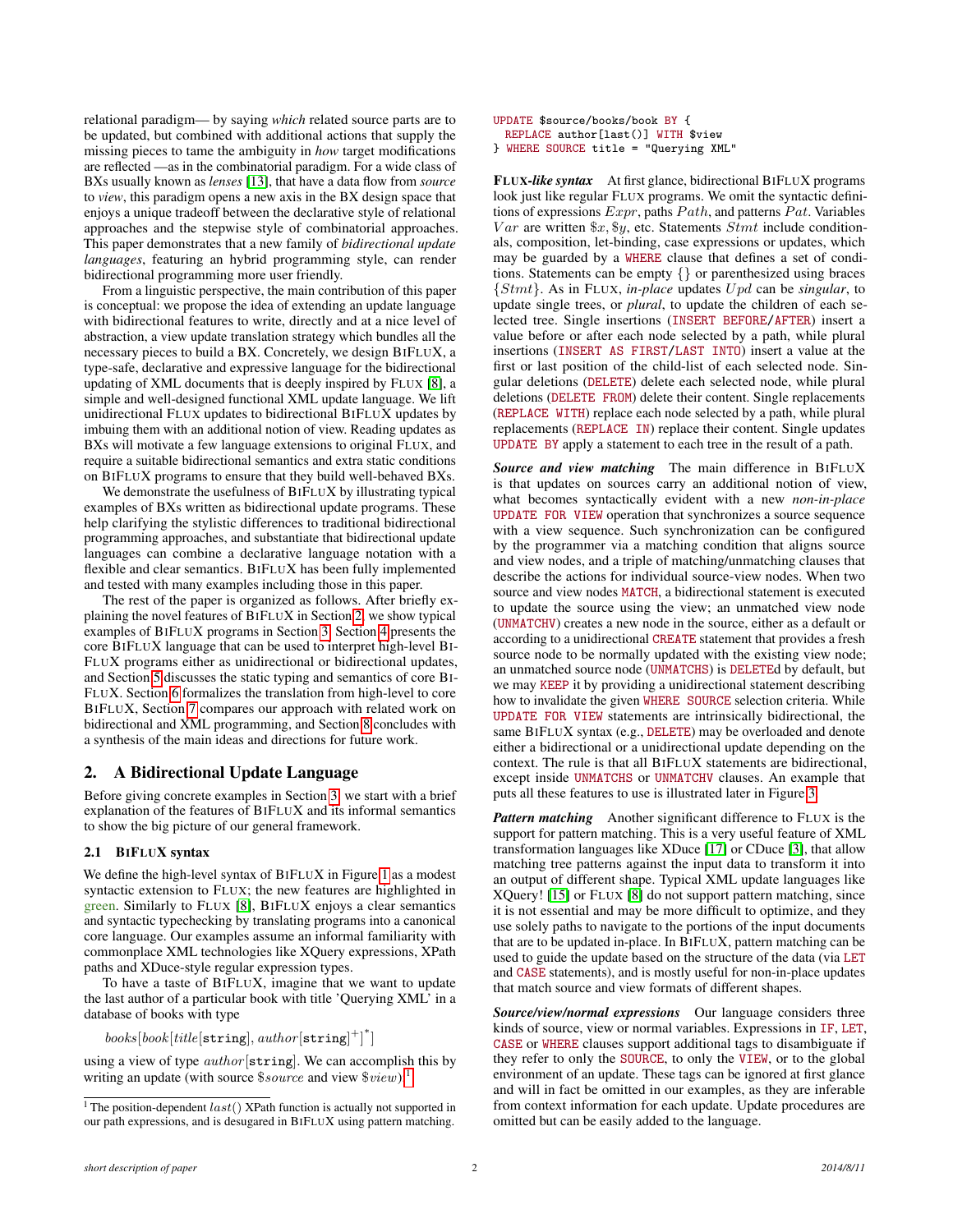relational paradigm— by saying *which* related source parts are to be updated, but combined with additional actions that supply the missing pieces to tame the ambiguity in *how* target modifications are reflected —as in the combinatorial paradigm. For a wide class of BXs usually known as *lenses* [13], that have a data flow from *source* to *view*, this paradigm opens a new axis in the BX design space that enjoys a unique tradeoff between the declarative style of relational approaches and the stepwise style of combinatorial approaches. This paper demonstrates that a new family of *bidirectional update languages*, featuring an hybrid programming style, can render bidirectional programming more user friendly.

From a linguistic perspective, the main contribution of this paper is conceptual: we propose the idea of extending an update language with bidirectional features to write, directly and at a nice level of abstraction, a view update translation strategy which bundles all the necessary pieces to build a BX. Concretely, we design BIFLUX, a type-safe, declarative and expressive language for the bidirectional updating of XML documents that is deeply inspired by FLUX [8], a simple and well-designed functional XML update language. We lift unidirectional FLUX updates to bidirectional BIFLUX updates by imbuing them with an additional notion of view. Reading updates as BXs will motivate a few language extensions to original FLUX, and require a suitable bidirectional semantics and extra static conditions on BIFLUX programs to ensure that they build well-behaved BXs.

We demonstrate the usefulness of BIFLUX by illustrating typical examples of BXs written as bidirectional update programs. These help clarifying the stylistic differences to traditional bidirectional programming approaches, and substantiate that bidirectional update languages can combine a declarative language notation with a flexible and clear semantics. BIFLUX has been fully implemented and tested with many examples including those in this paper.

The rest of the paper is organized as follows. After briefly explaining the novel features of BIFLUX in Section 2, we show typical examples of BIFLUX programs in Section 3. Section 4 presents the core BIFLUX language that can be used to interpret high-level BIFLUX programs either as unidirectional or bidirectional updates, and Section 5 discusses the static typing and semantics of core BIFLUX. Section 6 formalizes the translation from high-level to core BIFLUX, Section 7 compares our approach with related work on bidirectional and XML programming, and Section 8 concludes with a synthesis of the main ideas and directions for future work.

## 2. A Bidirectional Update Language

Before giving concrete examples in Section 3, we start with a brief explanation of the features of BIFLUX and its informal semantics to show the big picture of our general framework.

### 2.1 BIFLUX syntax

We define the high-level syntax of BIFLUX in Figure 1 as a modest syntactic extension to FLUX; the new features are highlighted in green. Similarly to FLUX [8], BIFLUX enjoys a clear semantics and syntactic typechecking by translating programs into a canonical core language. Our examples assume an informal familiarity with commonplace XML technologies like XQuery expressions, XPath paths and XDuce-style regular expression types.

To have a taste of BIFLUX, imagine that we want to update the last author of a particular book with title 'Querying XML' in a database of books with type

$$books[book[title[\texttt{string}], author[\texttt{string}]^{+}]^{*}]$$

using a view of type $author[\texttt{string}]$. We can accomplish this by writing an update (with source $\$source$ and view $\$view$)[1]

```
UPDATE $source/books/book BY {
  REPLACE author[last()] WITH $view
} WHERE SOURCE title = "Querying XML"
```

**FLUX*-like syntax*** At first glance, bidirectional BIFLUX programs look just like regular FLUX programs. We omit the syntactic definitions of expressions $Expr$, paths $Path$, and patterns $Pat$. Variables $Var$ are written $\$x, \$y$, etc. Statements $Stmt$ include conditionals, composition, let-binding, case expressions or updates, which may be guarded by a WHERE clause that defines a set of conditions. Statements can be empty $\{\}$ or parenthesized using braces $\{Stmt\}$. As in FLUX, *in-place* updates $Upd$ can be *singular*, to update single trees, or *plural*, to update the children of each selected tree. Single insertions (INSERT BEFORE/AFTER) insert a value before or after each node selected by a path, while plural insertions (INSERT AS FIRST/LAST INTO) insert a value at the first or last position of the child-list of each selected node. Singular deletions (DELETE) delete each selected node, while plural deletions (DELETE FROM) delete their content. Single replacements (REPLACE WITH) replace each node selected by a path, while plural replacements (REPLACE IN) replace their content. Single updates UPDATE BY apply a statement to each tree in the result of a path.

***Source and view matching*** The main difference in BIFLUX is that updates on sources carry an additional notion of view, what becomes syntactically evident with a new *non-in-place* UPDATE FOR VIEW operation that synchronizes a source sequence with a view sequence. Such synchronization can be configured by the programmer via a matching condition that aligns source and view nodes, and a triple of matching/unmatching clauses that describe the actions for individual source-view nodes. When two source and view nodes MATCH, a bidirectional statement is executed to update the source using the view; an unmatched view node (UNMATCHV) creates a new node in the source, either as a default or according to a unidirectional CREATE statement that provides a fresh source node to be normally updated with the existing view node; an unmatched source node (UNMATCHS) is DELETEd by default, but we may KEEP it by providing a unidirectional statement describing how to invalidate the given WHERE SOURCE selection criteria. While UPDATE FOR VIEW statements are intrinsically bidirectional, the same BIFLUX syntax (e.g., DELETE) may be overloaded and denote either a bidirectional or a unidirectional update depending on the context. The rule is that all BIFLUX statements are bidirectional, except inside UNMATCHS or UNMATCHV clauses. An example that puts all these features to use is illustrated later in Figure 3.

***Pattern matching*** Another significant difference to FLUX is the support for pattern matching. This is a very useful feature of XML transformation languages like XDuce [17] or CDuce [3], that allow matching tree patterns against the input data to transform it into an output of different shape. Typical XML update languages like XQuery! [15] or FLUX [8] do not support pattern matching, since it is not essential and may be more difficult to optimize, and they use solely paths to navigate to the portions of the input documents that are to be updated in-place. In BIFLUX, pattern matching can be used to guide the update based on the structure of the data (via LET and CASE statements), and is mostly useful for non-in-place updates that match source and view formats of different shapes.

***Source/view/normal expressions*** Our language considers three kinds of source, view or normal variables. Expressions in IF, LET, CASE or WHERE clauses support additional tags to disambiguate if they refer to only the SOURCE, to only the VIEW, or to the global environment of an update. These tags can be ignored at first glance and will in fact be omitted in our examples, as they are inferable from context information for each update. Update procedures are omitted but can be easily added to the language.

[1] The position-dependent $last()$ XPath function is actually not supported in our path expressions, and is desugared in BIFLUX using pattern matching.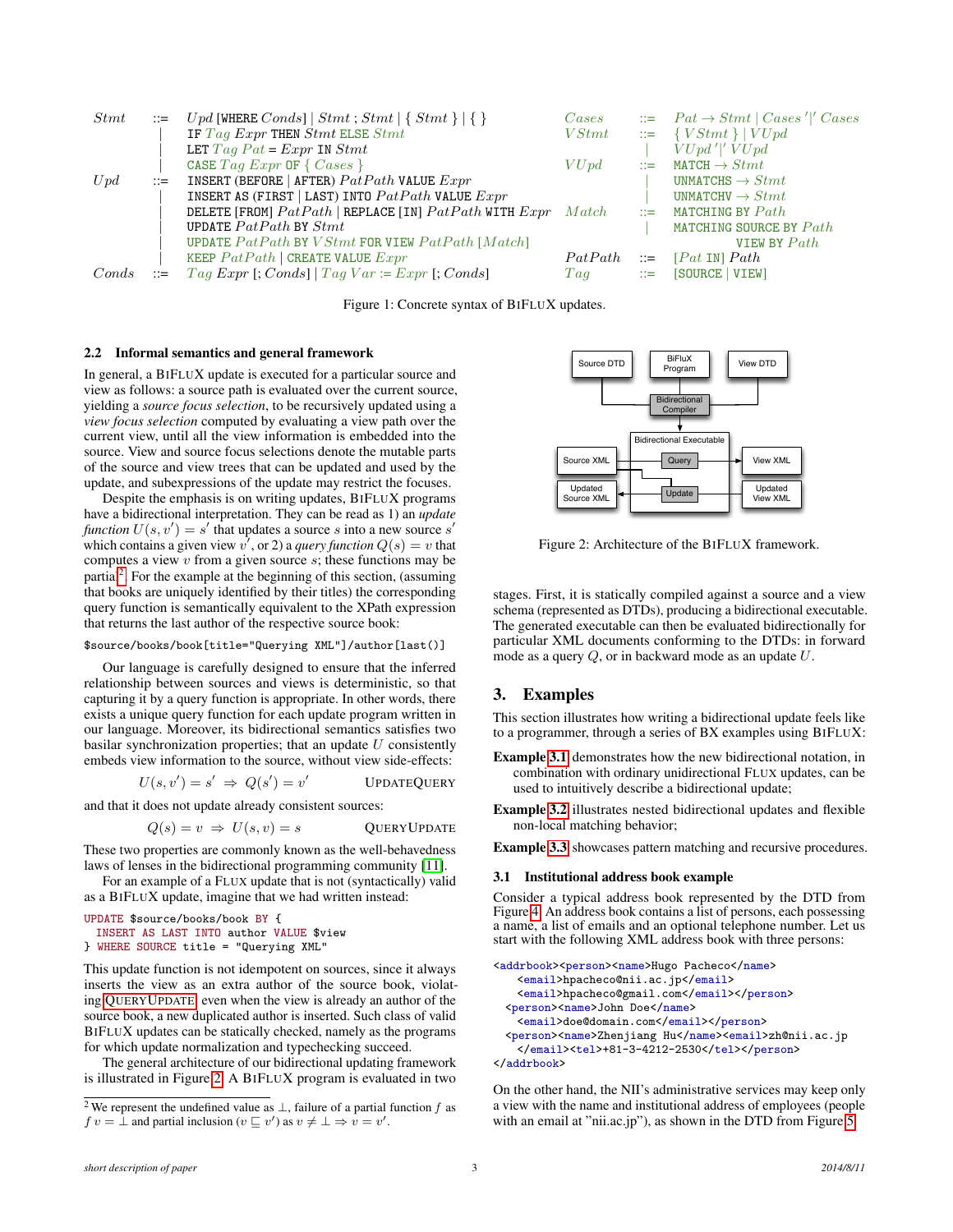```
Stmt  ::= Upd [WHERE Conds] | Stmt ; Stmt | { Stmt } | { }
       |  IF Tag Expr THEN Stmt ELSE Stmt
       |  LET Tag Pat = Expr IN Stmt
       |  CASE Tag Expr OF { Cases }
Upd   ::= INSERT (BEFORE | AFTER) PatPath VALUE Expr
       |  INSERT AS (FIRST | LAST) INTO PatPath VALUE Expr
       |  DELETE [FROM] PatPath | REPLACE [IN] PatPath WITH Expr
       |  UPDATE PatPath BY Stmt
       |  UPDATE PatPath BY VStmt FOR VIEW PatPath [Match]
       |  KEEP PatPath | CREATE VALUE Expr
Conds ::= Tag Expr [; Conds] | Tag Var := Expr [; Conds]

Cases   ::= Pat → Stmt | Cases '|' Cases
VStmt   ::= { VStmt } | VUpd
         |  VUpd '|' VUpd
VUpd    ::= MATCH → Stmt
         |  UNMATCHS → Stmt
         |  UNMATCHV → Stmt
Match   ::= MATCHING BY Path
         |  MATCHING SOURCE BY Path
                  VIEW BY Path
PatPath ::= [Pat IN] Path
Tag     ::= [SOURCE | VIEW]
```

Figure 1: Concrete syntax of BiFluX updates.

### 2.2 Informal semantics and general framework

In general, a BiFluX update is executed for a particular source and view as follows: a source path is evaluated over the current source, yielding a *source focus selection*, to be recursively updated using a *view focus selection* computed by evaluating a view path over the current view, until all the view information is embedded into the source. View and source focus selections denote the mutable parts of the source and view trees that can be updated and used by the update, and subexpressions of the update may restrict the focuses.

Despite the emphasis is on writing updates, BiFluX programs have a bidirectional interpretation. They can be read as 1) an *update function* $U(s, v') = s'$ that updates a source $s$ into a new source $s'$ which contains a given view $v'$, or 2) a *query function* $Q(s) = v$ that computes a view $v$ from a given source $s$; these functions may be partial[2]. For the example at the beginning of this section, (assuming that books are uniquely identified by their titles) the corresponding query function is semantically equivalent to the XPath expression that returns the last author of the respective source book:

```
$source/books/book[title="Querying XML"]/author[last()]
```

Our language is carefully designed to ensure that the inferred relationship between sources and views is deterministic, so that capturing it by a query function is appropriate. In other words, there exists a unique query function for each update program written in our language. Moreover, its bidirectional semantics satisfies two basilar synchronization properties; that an update $U$ consistently embeds view information to the source, without view side-effects:

$$U(s, v') = s' \Rightarrow Q(s') = v' \qquad \textsc{UpdateQuery}$$

and that it does not update already consistent sources:

$$Q(s) = v \Rightarrow U(s, v) = s \qquad \textsc{QueryUpdate}$$

These two properties are commonly known as the well-behavedness laws of lenses in the bidirectional programming community [11].

For an example of a FLux update that is not (syntactically) valid as a BiFluX update, imagine that we had written instead:

```
UPDATE $source/books/book BY {
  INSERT AS LAST INTO author VALUE $view
} WHERE SOURCE title = "Querying XML"
```

This update function is not idempotent on sources, since it always inserts the view as an extra author of the source book, violating QueryUpdate even when the view is already an author of the source book, a new duplicated author is inserted. Such class of valid BiFluX updates can be statically checked, namely as the programs for which update normalization and typechecking succeed.

The general architecture of our bidirectional updating framework is illustrated in Figure 2. A BiFluX program is evaluated in two stages. First, it is statically compiled against a source and a view schema (represented as DTDs), producing a bidirectional executable. The generated executable can then be evaluated bidirectionally for particular XML documents conforming to the DTDs: in forward mode as a query $Q$, or in backward mode as an update $U$.

[2] We represent the undefined value as $\perp$, failure of a partial function $f$ as $f\ v = \perp$ and partial inclusion ($v \sqsubseteq v'$) as $v \neq \perp \Rightarrow v = v'$.

Figure 2: Architecture of the BiFluX framework.

## 3. Examples

This section illustrates how writing a bidirectional update feels like to a programmer, through a series of BX examples using BiFluX:

**Example 3.1** demonstrates how the new bidirectional notation, in combination with ordinary unidirectional FLux updates, can be used to intuitively describe a bidirectional update;

**Example 3.2** illustrates nested bidirectional updates and flexible non-local matching behavior;

**Example 3.3** showcases pattern matching and recursive procedures.

### 3.1 Institutional address book example

Consider a typical address book represented by the DTD from Figure 4. An address book contains a list of persons, each possessing a name, a list of emails and an optional telephone number. Let us start with the following XML address book with three persons:

```
<addrbook><person><name>Hugo Pacheco</name>
    <email>hpacheco@nii.ac.jp</email>
    <email>hpacheco@gmail.com</email></person>
  <person><name>John Doe</name>
    <email>doe@domain.com</email></person>
  <person><name>Zhenjiang Hu</name><email>zh@nii.ac.jp
    </email><tel>+81-3-4212-2530</tel></person>
</addrbook>
```

On the other hand, the NII's administrative services may keep only a view with the name and institutional address of employees (people with an email at "nii.ac.jp"), as shown in the DTD from Figure 5.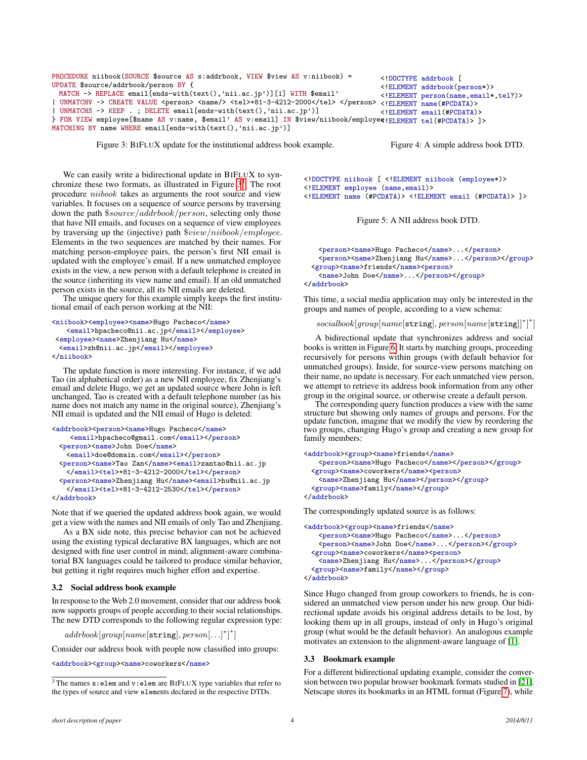```
PROCEDURE niibook(SOURCE $source AS s:addrbook, VIEW $view AS v:niibook) =
UPDATE $source/addrbook/person BY {
  MATCH -> REPLACE email[ends-with(text(),'nii.ac.jp')][1] WITH $email'
| UNMATCHV -> CREATE VALUE <person> <name/> <tel>+81-3-4212-2000</tel> </person>
| UNMATCHS -> KEEP . ; DELETE email[ends-with(text(),'nii.ac.jp')]
} FOR VIEW employee[$name AS v:name, $email' AS v:email] IN $view/niibook/employee
MATCHING BY name WHERE email[ends-with(text(),'nii.ac.jp')]
```

Figure 3: BiFluX update for the institutional address book example.

```
<!DOCTYPE addrbook [
<!ELEMENT addrbook (person*)>
<!ELEMENT person(name,email*,tel?)>
<!ELEMENT name(#PCDATA)>
<!ELEMENT email(#PCDATA)>
<!ELEMENT tel(#PCDATA)> ]>
```

Figure 4: A simple address book DTD.

We can easily write a bidirectional update in BiFluX to synchronize these two formats, as illustrated in Figure 3[3]. The root procedure *niibook* takes as arguments the root source and view variables. It focuses on a sequence of source persons by traversing down the path $\$source/addrbook/person$, selecting only those that have NII emails, and focuses on a sequence of view employees by traversing up the (injective) path $\$view/niibook/employee$. Elements in the two sequences are matched by their names. For matching person-employee pairs, the person's first NII email is updated with the employee's email. If a new unmatched employee exists in the view, a new person with a default telephone is created in the source (inheriting its view name and email). If an old unmatched person exists in the source, all its NII emails are deleted.

The unique query for this example simply keeps the first institutional email of each person working at the NII:

```
<niibook><employee><name>Hugo Pacheco</name>
    <email>hpacheco@nii.ac.jp</email></employee>
 <employee><name>Zhenjiang Hu</name>
  <email>zh@nii.ac.jp</email></employee>
</niibook>
```

The update function is more interesting. For instance, if we add Tao (in alphabetical order) as a new NII employee, fix Zhenjiang's email and delete Hugo, we get an updated source where John is left unchanged, Tao is created with a default telephone number (as his name does not match any name in the original source), Zhenjiang's NII email is updated and the NII email of Hugo is deleted:

```
<addrbook><person><name>Hugo Pacheco</name>
     <email>hpacheco@gmail.com</email></person>
  <person><name>John Doe</name>
    <email>doe@domain.com</email></person>
  <person><name>Tao Zan</name><email>zantao@nii.ac.jp
    </email><tel>+81-3-4212-2000</tel></person>
  <person><name>Zhenjiang Hu</name><email>hu@nii.ac.jp
    </email><tel>+81-3-4212-2530</tel></person>
</addrbook>
```

Note that if we queried the updated address book again, we would get a view with the names and NII emails of only Tao and Zhenjiang.

As a BX side note, this precise behavior can not be achieved using the existing typical declarative BX languages, which are not designed with fine user control in mind; alignment-aware combinatorial BX languages could be tailored to produce similar behavior, but getting it right requires much higher effort and expertise.

### 3.2 Social address book example

In response to the Web 2.0 movement, consider that our address book now supports groups of people according to their social relationships. The new DTD corresponds to the following regular expression type:

$$addrbook[group[name[\texttt{string}], person[\ldots]^*]^*]$$

Consider our address book with people now classified into groups:

```
<addrbook><group><name>coworkers</name>
```

[3] The names `s:elem` and `v:elem` are BiFluX type variables that refer to the types of source and view `elements` declared in the respective DTDs.

```
<!DOCTYPE niibook [ <!ELEMENT niibook (employee*)>
<!ELEMENT employee (name,email)>
<!ELEMENT name (#PCDATA)> <!ELEMENT email (#PCDATA)> ]>
```

Figure 5: A NII address book DTD.

```
    <person><name>Hugo Pacheco</name>...</person>
    <person><name>Zhenjiang Hu</name>...</person></group>
  <group><name>friends</name><person>
    <name>John Doe</name>...</person></group>
</addrbook>
```

This time, a social media application may only be interested in the groups and names of people, according to a view schema:

$$socialbook[group[name[\texttt{string}], person[name[\texttt{string}]]^*]^*]$$

A bidirectional update that synchronizes address and social books is written in Figure 6. It starts by matching groups, proceeding recursively for persons within groups (with default behavior for unmatched groups). Inside, for source-view persons matching on their name, no update is necessary. For each unmatched view person, we attempt to retrieve its address book information from any other group in the original source, or otherwise create a default person.

The corresponding query function produces a view with the same structure but showing only names of groups and persons. For the update function, imagine that we modify the view by reordering the two groups, changing Hugo's group and creating a new group for family members:

```
<addrbook><group><name>friends</name>
    <person><name>Hugo Pacheco</name></person></group>
  <group><name>coworkers</name><person>
    <name>Zhenjiang Hu</name></person></group>
  <group><name>family</name></group>
</addrbook>
```

The correspondingly updated source is as follows:

```
<addrbook><group><name>friends</name>
    <person><name>Hugo Pacheco</name>...</person>
    <person><name>John Doe</name>...</person></group>
  <group><name>coworkers</name><person>
    <name>Zhenjiang Hu</name>...</person></group>
  <group><name>family</name></group>
</addrbook>
```

Since Hugo changed from group coworkers to friends, he is considered an unmatched view person under his new group. Our bidirectional update avoids his original address details to be lost, by looking them up in all groups, instead of only in Hugo's original group (what would be the default behavior). An analogous example motivates an extension to the alignment-aware language of [1].

### 3.3 Bookmark example

For a different bidirectional updating example, consider the conversion between two popular browser bookmark formats studied in [21]. Netscape stores its bookmarks in an HTML format (Figure 7), while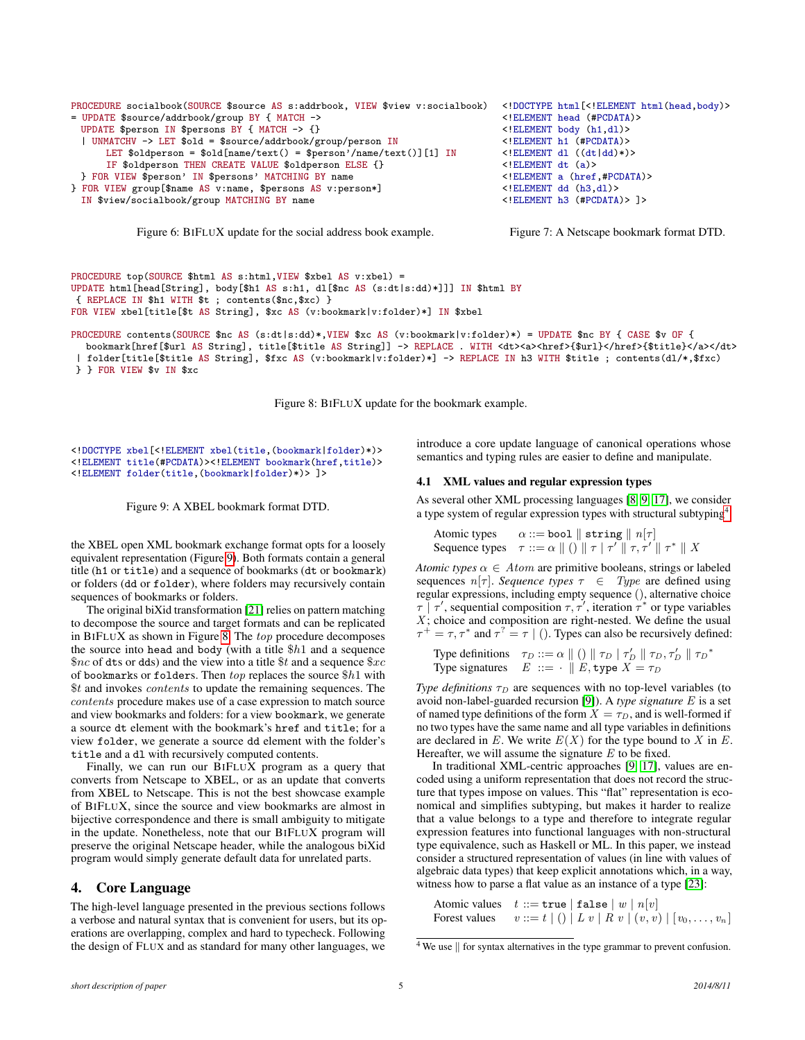```
PROCEDURE socialbook(SOURCE $source AS s:addrbook, VIEW $view v:socialbook)
= UPDATE $source/addrbook/group BY { MATCH ->
  UPDATE $person IN $persons BY { MATCH -> {}
  | UNMATCHV -> LET $old = $source/addrbook/group/person IN
       LET $oldperson = $old[name/text() = $person'/name/text()][1] IN
       IF $oldperson THEN CREATE VALUE $oldperson ELSE {}
  } FOR VIEW $person' IN $persons' MATCHING BY name
} FOR VIEW group[$name AS v:name, $persons AS v:person*]
  IN $view/socialbook/group MATCHING BY name
```

Figure 6: BiFluX update for the social address book example.

```
<!DOCTYPE html[<!ELEMENT html(head,body)>
<!ELEMENT head (#PCDATA)>
<!ELEMENT body (h1,dl)>
<!ELEMENT h1 (#PCDATA)>
<!ELEMENT dl ((dt|dd)*)>
<!ELEMENT dt (a)>
<!ELEMENT a (href,#PCDATA)>
<!ELEMENT dd (h3,dl)>
<!ELEMENT h3 (#PCDATA)> ]>
```

Figure 7: A Netscape bookmark format DTD.

```
PROCEDURE top(SOURCE $html AS s:html,VIEW $xbel AS v:xbel) =
UPDATE html[head[String], body[$h1 AS s:h1, dl[$nc AS (s:dt|s:dd)*]]] IN $html BY
 { REPLACE IN $h1 WITH $t ; contents($nc,$xc) }
FOR VIEW xbel[title[$t AS String], $xc AS (v:bookmark|v:folder)*] IN $xbel

PROCEDURE contents(SOURCE $nc AS (s:dt|s:dd)*,VIEW $xc AS (v:bookmark|v:folder)*) = UPDATE $nc BY { CASE $v OF {
   bookmark[href[$url AS String], title[$title AS String]] -> REPLACE . WITH <dt><a><href>{$url}</href>{$title}</a></dt>
 | folder[title[$title AS String], $fxc AS (v:bookmark|v:folder)*] -> REPLACE IN h3 WITH $title ; contents(dl/*,$fxc)
 } } FOR VIEW $v IN $xc
```

Figure 8: BiFluX update for the bookmark example.

```
<!DOCTYPE xbel[<!ELEMENT xbel(title,(bookmark|folder)*)>
<!ELEMENT title(#PCDATA)><!ELEMENT bookmark(href,title)>
<!ELEMENT folder(title,(bookmark|folder)*)> ]>
```

Figure 9: A XBEL bookmark format DTD.

the XBEL open XML bookmark exchange format opts for a loosely equivalent representation (Figure 9). Both formats contain a general title (`h1` or `title`) and a sequence of bookmarks (`dt` or `bookmark`) or folders (`dd` or `folder`), where folders may recursively contain sequences of bookmarks or folders.

The original biXid transformation [21] relies on pattern matching to decompose the source and target formats and can be replicated in BiFluX as shown in Figure 8. The *top* procedure decomposes the source into `head` and `body` (with a title $\$h1$ and a sequence $\$nc$ of `dt`s or `dd`s) and the view into a title $\$t$ and a sequence $\$xc$ of `bookmark`s or `folder`s. Then *top* replaces the source $\$h1$ with $\$t$ and invokes *contents* to update the remaining sequences. The *contents* procedure makes use of a case expression to match source and view bookmarks and folders: for a view `bookmark`, we generate a source `dt` element with the bookmark's `href` and `title`; for a view `folder`, we generate a source `dd` element with the folder's `title` and a `dl` with recursively computed contents.

Finally, we can run our BiFluX program as a query that converts from Netscape to XBEL, or as an update that converts from XBEL to Netscape. This is not the best showcase example of BiFluX, since the source and view bookmarks are almost in bijective correspondence and there is small ambiguity to mitigate in the update. Nonetheless, note that our BiFluX program will preserve the original Netscape header, while the analogous biXid program would simply generate default data for unrelated parts.

## 4. Core Language

The high-level language presented in the previous sections follows a verbose and natural syntax that is convenient for users, but its operations are overlapping, complex and hard to typecheck. Following the design of Flux and as standard for many other languages, we introduce a core update language of canonical operations whose semantics and typing rules are easier to define and manipulate.

### 4.1 XML values and regular expression types

As several other XML processing languages [8, 9, 17], we consider a type system of regular expression types with structural subtyping[4].

$$\begin{array}{ll} \text{Atomic types} & \alpha ::= \texttt{bool} \parallel \texttt{string} \parallel n[\tau] \\ \text{Sequence types} & \tau ::= \alpha \parallel () \parallel \tau \mid \tau' \parallel \tau, \tau' \parallel \tau^* \parallel X \end{array}$$

*Atomic types* $\alpha \in Atom$ are primitive booleans, strings or labeled sequences $n[\tau]$. *Sequence types* $\tau \in Type$ are defined using regular expressions, including empty sequence $()$, alternative choice $\tau \mid \tau'$, sequential composition $\tau, \tau'$, iteration $\tau^*$ or type variables $X$; choice and composition are right-nested. We define the usual $\tau^+ = \tau, \tau^*$ and $\tau^? = \tau \mid ()$. Types can also be recursively defined:

$$\begin{array}{ll} \text{Type definitions} & \tau_D ::= \alpha \parallel () \parallel \tau_D \mid \tau_D' \parallel \tau_D, \tau_D' \parallel \tau_D{}^* \\ \text{Type signatures} & E ::= \cdot \parallel E, \texttt{type}\ X = \tau_D \end{array}$$

*Type definitions* $\tau_D$ are sequences with no top-level variables (to avoid non-label-guarded recursion [9]). A *type signature* $E$ is a set of named type definitions of the form $X = \tau_D$, and is well-formed if no two types have the same name and all type variables in definitions are declared in $E$. We write $E(X)$ for the type bound to $X$ in $E$. Hereafter, we will assume the signature $E$ to be fixed.

In traditional XML-centric approaches [9, 17], values are encoded using a uniform representation that does not record the structure that types impose on values. This "flat" representation is economical and simplifies subtyping, but makes it harder to realize that a value belongs to a type and therefore to integrate regular expression features into functional languages with non-structural type equivalence, such as Haskell or ML. In this paper, we instead consider a structured representation of values (in line with values of algebraic data types) that keep explicit annotations which, in a way, witness how to parse a flat value as an instance of a type [23]:

$$\begin{array}{ll} \text{Atomic values} & t ::= \texttt{true} \mid \texttt{false} \mid w \mid n[v] \\ \text{Forest values} & v ::= t \mid () \mid L\ v \mid R\ v \mid (v, v) \mid [v_0, \ldots, v_n] \end{array}$$

[4] We use $\parallel$ for syntax alternatives in the type grammar to prevent confusion.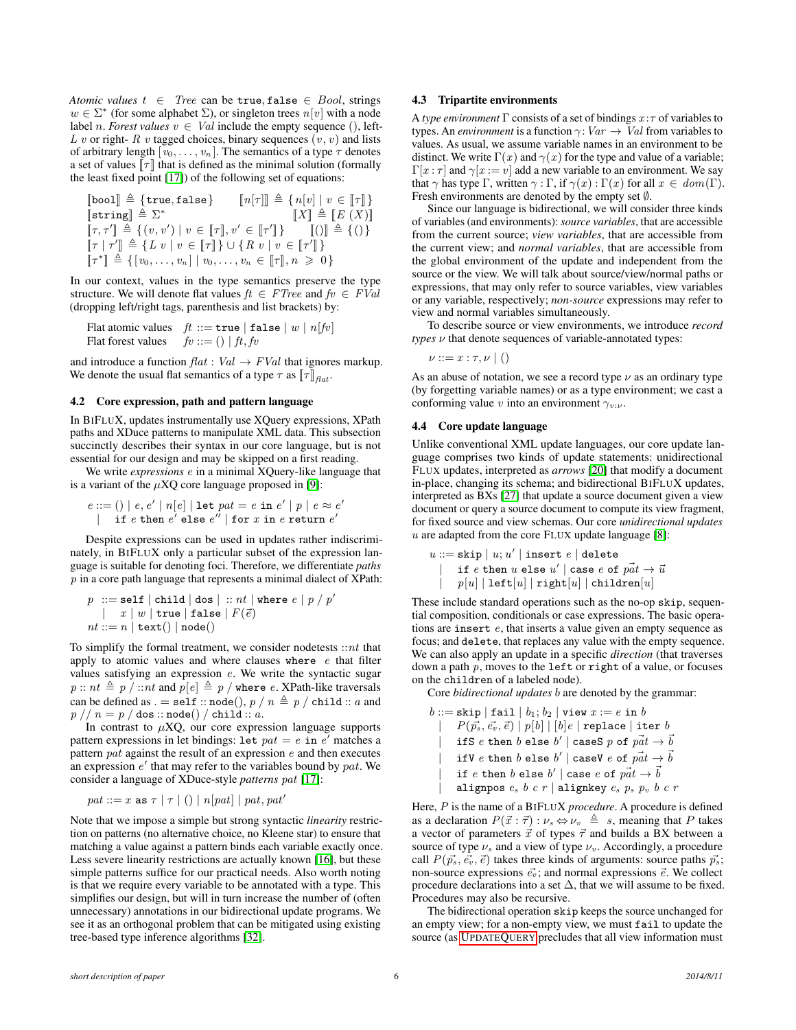*Atomic values* $t \in Tree$ can be $\texttt{true}, \texttt{false} \in Bool$, strings $w \in \Sigma^*$ (for some alphabet $\Sigma$), or singleton trees $n[v]$ with a node label $n$. *Forest values* $v \in Val$ include the empty sequence $()$, left- $L\ v$ or right- $R\ v$ tagged choices, binary sequences $(v, v)$ and lists of arbitrary length $[v_0, \ldots, v_n]$. The semantics of a type $\tau$ denotes a set of values $[\![\tau]\!]$ that is defined as the minimal solution (formally the least fixed point [17]) of the following set of equations:

$$
\begin{array}{ll}
[\![\texttt{bool}]\!] \triangleq \{\texttt{true}, \texttt{false}\} & [\![n[\tau]]\!] \triangleq \{n[v] \mid v \in [\![\tau]\!]\} \\
[\![\texttt{string}]\!] \triangleq \Sigma^* & [\![X]\!] \triangleq [\![E\ (X)]\!] \\
[\![\tau, \tau']\!] \triangleq \{(v, v') \mid v \in [\![\tau]\!], v' \in [\![\tau']\!]\} & [\![()]\!] \triangleq \{()\} \\
[\![\tau \mid \tau']\!] \triangleq \{L\ v \mid v \in [\![\tau]\!]\} \cup \{R\ v \mid v \in [\![\tau']\!]\} & \\
[\![\tau^*]\!] \triangleq \{[v_0, \ldots, v_n] \mid v_0, \ldots, v_n \in [\![\tau]\!], n \geqslant 0\} &
\end{array}
$$

In our context, values in the type semantics preserve the type structure. We will denote flat values $ft \in FTree$ and $fv \in FVal$ (dropping left/right tags, parenthesis and list brackets) by:

$$
\begin{array}{ll}
\text{Flat atomic values} & ft ::= \texttt{true} \mid \texttt{false} \mid w \mid n[fv] \\
\text{Flat forest values} & fv ::= () \mid ft, fv
\end{array}
$$

and introduce a function $\mathit{flat} : Val \to FVal$ that ignores markup. We denote the usual flat semantics of a type $\tau$ as $[\![\tau]\!]_{\mathit{flat}}$.

### 4.2 Core expression, path and pattern language

In BIFLUX, updates instrumentally use XQuery expressions, XPath paths and XDuce patterns to manipulate XML data. This subsection succinctly describes their syntax in our core language, but is not essential for our design and may be skipped on a first reading.

We write *expressions* $e$ in a minimal XQuery-like language that is a variant of the $\mu$XQ core language proposed in [9]:

$$
\begin{array}{rl}
e ::= & () \mid e, e' \mid n[e] \mid \texttt{let}\ pat = e\ \texttt{in}\ e' \mid p \mid e \approx e' \\
\mid & \texttt{if}\ e\ \texttt{then}\ e'\ \texttt{else}\ e'' \mid \texttt{for}\ x\ \texttt{in}\ e\ \texttt{return}\ e'
\end{array}
$$

Despite expressions can be used in updates rather indiscriminately, in BIFLUX only a particular subset of the expression language is suitable for denoting foci. Therefore, we differentiate *paths* $p$ in a core path language that represents a minimal dialect of XPath:

$$
\begin{array}{rl}
p & ::= \texttt{self} \mid \texttt{child} \mid \texttt{dos} \mid\ ::nt \mid \texttt{where}\ e \mid p\ /\ p' \\
& \mid\ \ x \mid w \mid \texttt{true} \mid \texttt{false} \mid F(\vec{e}) \\
nt & ::= n \mid \texttt{text()} \mid \texttt{node()}
\end{array}
$$

To simplify the formal treatment, we consider nodetests $::nt$ that apply to atomic values and where clauses $\texttt{where}\ e$ that filter values satisfying an expression $e$. We write the syntactic sugar $p :: nt \triangleq p\ /\ ::nt$ and $p[e] \triangleq p\ /\ \texttt{where}\ e$. XPath-like traversals can be defined as $. = \texttt{self} :: \texttt{node()}$, $p\ /\ n \triangleq p\ /\ \texttt{child} :: a$ and $p\ //\ n = p\ /\ \texttt{dos} :: \texttt{node()}\ /\ \texttt{child} :: a$.

In contrast to $\mu$XQ, our core expression language supports pattern expressions in let bindings: $\texttt{let}\ pat = e\ \texttt{in}\ e'$ matches a pattern $pat$ against the result of an expression $e$ and then executes an expression $e'$ that may refer to the variables bound by $pat$. We consider a language of XDuce-style *patterns* $pat$ [17]:

$$
pat ::= x\ \texttt{as}\ \tau \mid \tau \mid () \mid n[pat] \mid pat, pat'
$$

Note that we impose a simple but strong syntactic *linearity* restriction on patterns (no alternative choice, no Kleene star) to ensure that matching a value against a pattern binds each variable exactly once. Less severe linearity restrictions are actually known [16], but these simple patterns suffice for our practical needs. Also worth noting is that we require every variable to be annotated with a type. This simplifies our design, but will in turn increase the number of (often unnecessary) annotations in our bidirectional update programs. We see it as an orthogonal problem that can be mitigated using existing tree-based type inference algorithms [32].

### 4.3 Tripartite environments

A *type environment* $\Gamma$ consists of a set of bindings $x{:}\tau$ of variables to types. An *environment* is a function $\gamma : Var \to Val$ from variables to values. As usual, we assume variable names in an environment to be distinct. We write $\Gamma(x)$ and $\gamma(x)$ for the type and value of a variable; $\Gamma[x : \tau]$ and $\gamma[x := v]$ add a new variable to an environment. We say that $\gamma$ has type $\Gamma$, written $\gamma : \Gamma$, if $\gamma(x) : \Gamma(x)$ for all $x \in dom(\Gamma)$. Fresh environments are denoted by the empty set $\emptyset$.

Since our language is bidirectional, we will consider three kinds of variables (and environments): *source variables*, that are accessible from the current source; *view variables*, that are accessible from the current view; and *normal variables*, that are accessible from the global environment of the update and independent from the source or the view. We will talk about source/view/normal paths or expressions, that may only refer to source variables, view variables or any variable, respectively; *non-source* expressions may refer to view and normal variables simultaneously.

To describe source or view environments, we introduce *record types* $\nu$ that denote sequences of variable-annotated types:

$$
\nu ::= x : \tau, \nu \mid ()
$$

As an abuse of notation, we see a record type $\nu$ as an ordinary type (by forgetting variable names) or as a type environment; we cast a conforming value $v$ into an environment $\gamma_{v:\nu}$.

### 4.4 Core update language

Unlike conventional XML update languages, our core update language comprises two kinds of update statements: unidirectional FLUX updates, interpreted as *arrows* [20] that modify a document in-place, changing its schema; and bidirectional BIFLUX updates, interpreted as BXs [27] that update a source document given a view document or query a source document to compute its view fragment, for fixed source and view schemas. Our core *unidirectional updates* $u$ are adapted from the core FLUX update language [8]:

$$
\begin{array}{rl}
u ::= & \texttt{skip} \mid u; u' \mid \texttt{insert}\ e \mid \texttt{delete} \\
\mid & \texttt{if}\ e\ \texttt{then}\ u\ \texttt{else}\ u' \mid \texttt{case}\ e\ \texttt{of}\ \vec{pat} \to \vec{u} \\
\mid & p[u] \mid \texttt{left}[u] \mid \texttt{right}[u] \mid \texttt{children}[u]
\end{array}
$$

These include standard operations such as the no-op $\texttt{skip}$, sequential composition, conditionals or case expressions. The basic operations are $\texttt{insert}\ e$, that inserts a value given an empty sequence as focus; and $\texttt{delete}$, that replaces any value with the empty sequence. We can also apply an update in a specific *direction* (that traverses down a path $p$, moves to the $\texttt{left}$ or $\texttt{right}$ of a value, or focuses on the $\texttt{children}$ of a labeled node).

Core *bidirectional updates* $b$ are denoted by the grammar:

$$
\begin{array}{rl}
b ::= & \texttt{skip} \mid \texttt{fail} \mid b_1; b_2 \mid \texttt{view}\ x := e\ \texttt{in}\ b \\
\mid & P(\vec{p_s}, \vec{e_v}, \vec{e}) \mid p[b] \mid [b]e \mid \texttt{replace} \mid \texttt{iter}\ b \\
\mid & \texttt{ifS}\ e\ \texttt{then}\ b\ \texttt{else}\ b' \mid \texttt{caseS}\ p\ \texttt{of}\ \vec{pat} \to \vec{b} \\
\mid & \texttt{ifV}\ e\ \texttt{then}\ b\ \texttt{else}\ b' \mid \texttt{caseV}\ e\ \texttt{of}\ \vec{pat} \to \vec{b} \\
\mid & \texttt{if}\ e\ \texttt{then}\ b\ \texttt{else}\ b' \mid \texttt{case}\ e\ \texttt{of}\ \vec{pat} \to \vec{b} \\
\mid & \texttt{alignpos}\ e_s\ b\ c\ r \mid \texttt{alignkey}\ e_s\ p_s\ p_v\ b\ c\ r
\end{array}
$$

Here, $P$ is the name of a BIFLUX *procedure*. A procedure is defined as a declaration $P(\vec{x} : \vec{\tau}) : \nu_s \Leftrightarrow \nu_v \triangleq s$, meaning that $P$ takes a vector of parameters $\vec{x}$ of types $\vec{\tau}$ and builds a BX between a source of type $\nu_s$ and a view of type $\nu_v$. Accordingly, a procedure call $P(\vec{p_s}, \vec{e_v}, \vec{e})$ takes three kinds of arguments: source paths $\vec{p_s}$; non-source expressions $\vec{e_v}$; and normal expressions $\vec{e}$. We collect procedure declarations into a set $\Delta$, that we will assume to be fixed. Procedures may also be recursive.

The bidirectional operation $\texttt{skip}$ keeps the source unchanged for an empty view; for a non-empty view, we must $\texttt{fail}$ to update the source (as UPDATEQUERY precludes that all view information must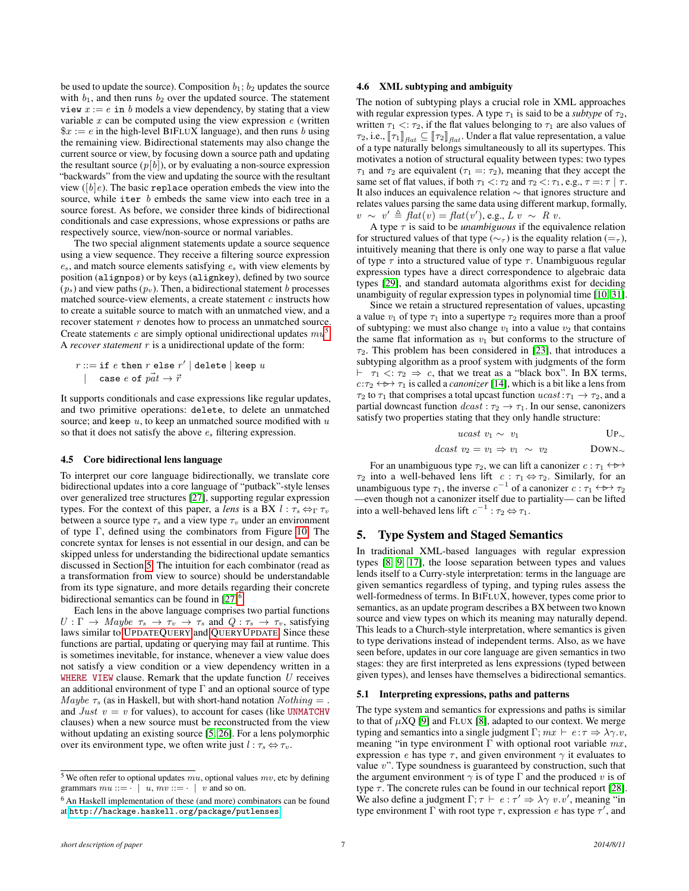be used to update the source). Composition $b_1; b_2$ updates the source with $b_1$, and then runs $b_2$ over the updated source. The statement `view` $x := e$ `in` $b$ models a view dependency, by stating that a view variable $x$ can be computed using the view expression $e$ (written $\$x := e$ in the high-level BiFLUX language), and then runs $b$ using the remaining view. Bidirectional statements may also change the current source or view, by focusing down a source path and updating the resultant source ($p[b]$), or by evaluating a non-source expression "backwards" from the view and updating the source with the resultant view ($[b]e$). The basic `replace` operation embeds the view into the source, while `iter` $b$ embeds the same view into each tree in a source forest. As before, we consider three kinds of bidirectional conditionals and case expressions, whose expressions or paths are respectively source, view/non-source or normal variables.

The two special alignment statements update a source sequence using a view sequence. They receive a filtering source expression $e_s$, and match source elements satisfying $e_s$ with view elements by position (`alignpos`) or by keys (`alignkey`), defined by two source ($p_s$) and view paths ($p_v$). Then, a bidirectional statement $b$ processes matched source-view elements, a create statement $c$ instructs how to create a suitable source to match with an unmatched view, and a recover statement $r$ denotes how to process an unmatched source. Create statements $c$ are simply optional unidirectional updates $mu$[5]. A *recover statement* $r$ is a unidirectional update of the form:

$$r ::= \texttt{if } e \texttt{ then } r \texttt{ else } r' \mid \texttt{delete} \mid \texttt{keep } u \mid \texttt{case } e \texttt{ of } \vec{pat} \to \vec{r}$$

It supports conditionals and case expressions like regular updates, and two primitive operations: `delete`, to delete an unmatched source; and `keep` $u$, to keep an unmatched source modified with $u$ so that it does not satisfy the above $e_s$ filtering expression.

### 4.5 Core bidirectional lens language

To interpret our core language bidirectionally, we translate core bidirectional updates into a core language of "putback"-style lenses over generalized tree structures [27], supporting regular expression types. For the context of this paper, a *lens* is a BX $l : \tau_s \Leftrightarrow_\Gamma \tau_v$ between a source type $\tau_s$ and a view type $\tau_v$ under an environment of type $\Gamma$, defined using the combinators from Figure 10. The concrete syntax for lenses is not essential in our design, and can be skipped unless for understanding the bidirectional update semantics discussed in Section 5. The intuition for each combinator (read as a transformation from view to source) should be understandable from its type signature, and more details regarding their concrete bidirectional semantics can be found in [27][6].

Each lens in the above language comprises two partial functions $U : \Gamma \to Maybe\ \tau_s \to \tau_v \to \tau_s$ and $Q : \tau_s \to \tau_v$, satisfying laws similar to UPDATEQUERY and QUERYUPDATE. Since these functions are partial, updating or querying may fail at runtime. This is sometimes inevitable, for instance, whenever a view value does not satisfy a view condition or a view dependency written in a WHERE VIEW clause. Remark that the update function $U$ receives an additional environment of type $\Gamma$ and an optional source of type $Maybe\ \tau_s$ (as in Haskell, but with short-hand notation $Nothing = .$ and $Just\ v = v$ for values), to account for cases (like UNMATCHV clauses) when a new source must be reconstructed from the view without updating an existing source [5, 26]. For a lens polymorphic over its environment type, we often write just $l : \tau_s \Leftrightarrow \tau_v$.

### 4.6 XML subtyping and ambiguity

The notion of subtyping plays a crucial role in XML approaches with regular expression types. A type $\tau_1$ is said to be a *subtype* of $\tau_2$, written $\tau_1 <: \tau_2$, if the flat values belonging to $\tau_1$ are also values of $\tau_2$, i.e., $[\![\tau_1]\!]_{flat} \subseteq [\![\tau_2]\!]_{flat}$. Under a flat value representation, a value of a type naturally belongs simultaneously to all its supertypes. This motivates a notion of structural equality between types: two types $\tau_1$ and $\tau_2$ are equivalent ($\tau_1 =: \tau_2$), meaning that they accept the same set of flat values, if both $\tau_1 <: \tau_2$ and $\tau_2 <: \tau_1$, e.g., $\tau =: \tau \mid \tau$. It also induces an equivalence relation $\sim$ that ignores structure and relates values parsing the same data using different markup, formally, $v \sim v' \triangleq flat(v) = flat(v')$, e.g., $L\ v \sim R\ v$.

A type $\tau$ is said to be *unambiguous* if the equivalence relation for structured values of that type ($\sim_\tau$) is the equality relation ($=_\tau$), intuitively meaning that there is only one way to parse a flat value of type $\tau$ into a structured value of type $\tau$. Unambiguous regular expression types have a direct correspondence to algebraic data types [29], and standard automata algorithms exist for deciding unambiguity of regular expression types in polynomial time [10, 31].

Since we retain a structured representation of values, upcasting a value $v_1$ of type $\tau_1$ into a supertype $\tau_2$ requires more than a proof of subtyping: we must also change $v_1$ into a value $v_2$ that contains the same flat information as $v_1$ but conforms to the structure of $\tau_2$. This problem has been considered in [23], that introduces a subtyping algorithm as a proof system with judgments of the form $\vdash\ \tau_1 <: \tau_2 \Rightarrow c$, that we treat as a "black box". In BX terms, $c : \tau_2 \leftrightarrow\!\!\!\!\rhd \tau_1$ is called a *canonizer* [14], which is a bit like a lens from $\tau_2$ to $\tau_1$ that comprises a total upcast function $ucast : \tau_1 \to \tau_2$, and a partial downcast function $dcast : \tau_2 \to \tau_1$. In our sense, canonizers satisfy two properties stating that they only handle structure:

$$ucast\ v_1 \sim v_1 \qquad \textsc{Up}_\sim$$

$$dcast\ v_2 = v_1 \Rightarrow v_1 \sim v_2 \qquad \textsc{Down}_\sim$$

For an unambiguous type $\tau_2$, we can lift a canonizer $c : \tau_1 \leftrightarrow\!\!\!\!\rhd \tau_2$ into a well-behaved lens lift $c : \tau_1 \Leftrightarrow \tau_2$. Similarly, for an unambiguous type $\tau_1$, the inverse $c^{-1}$ of a canonizer $c : \tau_1 \leftrightarrow\!\!\!\!\rhd \tau_2$ —even though not a canonizer itself due to partiality— can be lifted into a well-behaved lens lift $c^{-1} : \tau_2 \Leftrightarrow \tau_1$.

## 5. Type System and Staged Semantics

In traditional XML-based languages with regular expression types [8, 9, 17], the loose separation between types and values lends itself to a Curry-style interpretation: terms in the language are given semantics regardless of typing, and typing rules assess the well-formedness of terms. In BiFLUX, however, types come prior to semantics, as an update program describes a BX between two known source and view types on which its meaning may naturally depend. This leads to a Church-style interpretation, where semantics is given to type derivations instead of independent terms. Also, as we have seen before, updates in our core language are given semantics in two stages: they are first interpreted as lens expressions (typed between given types), and lenses have themselves a bidirectional semantics.

### 5.1 Interpreting expressions, paths and patterns

The type system and semantics for expressions and paths is similar to that of $\mu$XQ [9] and FLUX [8], adapted to our context. We merge typing and semantics into a single judgment $\Gamma; mx \vdash e : \tau \Rightarrow \lambda\gamma.v$, meaning "in type environment $\Gamma$ with optional root variable $mx$, expression $e$ has type $\tau$, and given environment $\gamma$ it evaluates to value $v$". Type soundness is guaranteed by construction, such that the argument environment $\gamma$ is of type $\Gamma$ and the produced $v$ is of type $\tau$. The concrete rules can be found in our technical report [28]. We also define a judgment $\Gamma; \tau \vdash e : \tau' \Rightarrow \lambda\gamma\ v.v'$, meaning "in type environment $\Gamma$ with root type $\tau$, expression $e$ has type $\tau'$, and

---

[5] We often refer to optional updates $mu$, optional values $mv$, etc by defining grammars $mu ::= \cdot \mid u$, $mv ::= \cdot \mid v$ and so on.

[6] An Haskell implementation of these (and more) combinators can be found at http://hackage.haskell.org/package/putlenses.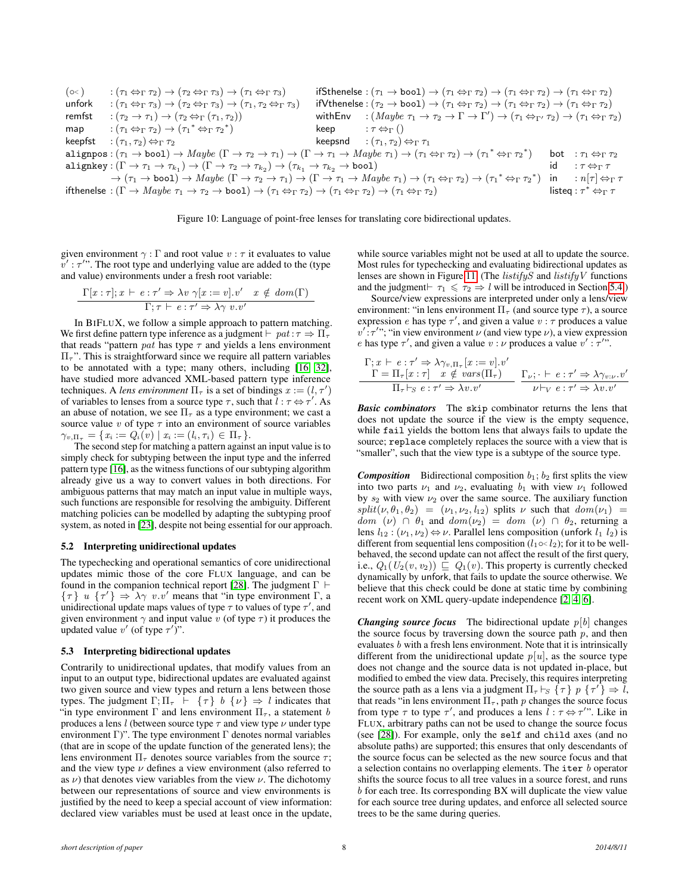$$
\begin{array}{ll}
(\circ\!<) & : (\tau_1 \Leftrightarrow_\Gamma \tau_2) \rightarrow (\tau_2 \Leftrightarrow_\Gamma \tau_3) \rightarrow (\tau_1 \Leftrightarrow_\Gamma \tau_3) \\
\mathsf{unfork} & : (\tau_1 \Leftrightarrow_\Gamma \tau_3) \rightarrow (\tau_2 \Leftrightarrow_\Gamma \tau_3) \rightarrow (\tau_1, \tau_2 \Leftrightarrow_\Gamma \tau_3) \\
\mathsf{remfst} & : (\tau_2 \rightarrow \tau_1) \rightarrow (\tau_2 \Leftrightarrow_\Gamma (\tau_1, \tau_2)) \\
\mathsf{map} & : (\tau_1 \Leftrightarrow_\Gamma \tau_2) \rightarrow ({\tau_1}^* \Leftrightarrow_\Gamma {\tau_2}^*) \\
\mathsf{keepfst} & : (\tau_1, \tau_2) \Leftrightarrow_\Gamma \tau_2 \\
\mathsf{ifSthenelse} & : (\tau_1 \rightarrow \mathtt{bool}) \rightarrow (\tau_1 \Leftrightarrow_\Gamma \tau_2) \rightarrow (\tau_1 \Leftrightarrow_\Gamma \tau_2) \rightarrow (\tau_1 \Leftrightarrow_\Gamma \tau_2) \\
\mathsf{ifVthenelse} & : (\tau_2 \rightarrow \mathtt{bool}) \rightarrow (\tau_1 \Leftrightarrow_\Gamma \tau_2) \rightarrow (\tau_1 \Leftrightarrow_\Gamma \tau_2) \rightarrow (\tau_1 \Leftrightarrow_\Gamma \tau_2) \\
\mathsf{withEnv} & : (Maybe\ \tau_1 \rightarrow \tau_2 \rightarrow \Gamma \rightarrow \Gamma') \rightarrow (\tau_1 \Leftrightarrow_{\Gamma'} \tau_2) \rightarrow (\tau_1 \Leftrightarrow_\Gamma \tau_2) \\
\mathsf{keep} & : \tau \Leftrightarrow_\Gamma () \\
\mathsf{keepsnd} & : (\tau_1, \tau_2) \Leftrightarrow_\Gamma \tau_1 \\
\mathtt{alignpos} & : (\tau_1 \rightarrow \mathtt{bool}) \rightarrow Maybe\ (\Gamma \rightarrow \tau_2 \rightarrow \tau_1) \rightarrow (\Gamma \rightarrow \tau_1 \rightarrow Maybe\ \tau_1) \rightarrow (\tau_1 \Leftrightarrow_\Gamma \tau_2) \rightarrow ({\tau_1}^* \Leftrightarrow_\Gamma {\tau_2}^*) \\
\mathtt{alignkey} & : (\Gamma \rightarrow \tau_1 \rightarrow \tau_{k_1}) \rightarrow (\Gamma \rightarrow \tau_2 \rightarrow \tau_{k_2}) \rightarrow (\tau_{k_1} \rightarrow \tau_{k_2} \rightarrow \mathtt{bool}) \\
& \rightarrow (\tau_1 \rightarrow \mathtt{bool}) \rightarrow Maybe\ (\Gamma \rightarrow \tau_2 \rightarrow \tau_1) \rightarrow (\Gamma \rightarrow \tau_1 \rightarrow Maybe\ \tau_1) \rightarrow (\tau_1 \Leftrightarrow_\Gamma \tau_2) \rightarrow ({\tau_1}^* \Leftrightarrow_\Gamma {\tau_2}^*) \\
\mathsf{ifthenelse} & : (\Gamma \rightarrow Maybe\ \tau_1 \rightarrow \tau_2 \rightarrow \mathtt{bool}) \rightarrow (\tau_1 \Leftrightarrow_\Gamma \tau_2) \rightarrow (\tau_1 \Leftrightarrow_\Gamma \tau_2) \rightarrow (\tau_1 \Leftrightarrow_\Gamma \tau_2) \\
\mathsf{bot} & : \tau_1 \Leftrightarrow_\Gamma \tau_2 \\
\mathsf{id} & : \tau \Leftrightarrow_\Gamma \tau \\
\mathsf{in} & : n[\tau] \Leftrightarrow_\Gamma \tau \\
\mathsf{listeq} & : \tau^* \Leftrightarrow_\Gamma \tau
\end{array}
$$

Figure 10: Language of point-free lenses for translating core bidirectional updates.

given environment $\gamma : \Gamma$ and root value $v : \tau$ it evaluates to value $v' : \tau'$". The root type and underlying value are added to the (type and value) environments under a fresh root variable:

$$\frac{\Gamma[x : \tau]; x \vdash e : \tau' \Rightarrow \lambda v\ \gamma[x := v].v' \quad x \notin dom(\Gamma)}{\Gamma; \tau \vdash e : \tau' \Rightarrow \lambda\gamma\ v.v'}$$

In BiFluX, we follow a simple approach to pattern matching. We first define pattern type inference as a judgment $\vdash pat : \tau \Rightarrow \Pi_\tau$ that reads "pattern $pat$ has type $\tau$ and yields a lens environment $\Pi_\tau$". This is straightforward since we require all pattern variables to be annotated with a type; many others, including [16, 32], have studied more advanced XML-based pattern type inference techniques. A *lens environment* $\Pi_\tau$ is a set of bindings $x := (l, \tau')$ of variables to lenses from a source type $\tau$, such that $l : \tau \Leftrightarrow \tau'$. As an abuse of notation, we see $\Pi_\tau$ as a type environment; we cast a source value $v$ of type $\tau$ into an environment of source variables $\gamma_{v,\Pi_\tau} = \{x_i := Q_i(v) \mid x_i := (l_i, \tau_i) \in \Pi_\tau\}$.

The second step for matching a pattern against an input value is to simply check for subtyping between the input type and the inferred pattern type [16], as the witness functions of our subtyping algorithm already give us a way to convert values in both directions. For ambiguous patterns that may match an input value in multiple ways, such functions are responsible for resolving the ambiguity. Different matching policies can be modelled by adapting the subtyping proof system, as noted in [23], despite not being essential for our approach.

### 5.2 Interpreting unidirectional updates

The typechecking and operational semantics of core unidirectional updates mimic those of the core FLUX language, and can be found in the companion technical report [28]. The judgment $\Gamma \vdash \{\tau\}\ u\ \{\tau'\} \Rightarrow \lambda\gamma\ v.v'$ means that "in type environment $\Gamma$, a unidirectional update maps values of type $\tau$ to values of type $\tau'$, and given environment $\gamma$ and input value $v$ (of type $\tau$) it produces the updated value $v'$ (of type $\tau'$)".

### 5.3 Interpreting bidirectional updates

Contrarily to unidirectional updates, that modify values from an input to an output type, bidirectional updates are evaluated against two given source and view types and return a lens between those types. The judgment $\Gamma; \Pi_\tau \vdash \{\tau\}\ b\ \{\nu\} \Rightarrow l$ indicates that "in type environment $\Gamma$ and lens environment $\Pi_\tau$, a statement $b$ produces a lens $l$ (between source type $\tau$ and view type $\nu$ under type environment $\Gamma$)". The type environment $\Gamma$ denotes normal variables (that are in scope of the update function of the generated lens); the lens environment $\Pi_\tau$ denotes source variables from the source $\tau$; and the view type $\nu$ defines a view environment (also referred to as $\nu$) that denotes view variables from the view $\nu$. The dichotomy between our representations of source and view environments is justified by the need to keep a special account of view information: declared view variables must be used at least once in the update, while source variables might not be used at all to update the source. Most rules for typechecking and evaluating bidirectional updates as lenses are shown in Figure 11. (The $listifyS$ and $listifyV$ functions and the judgment $\vdash \tau_1 \leqslant \tau_2 \Rightarrow l$ will be introduced in Section 5.4.)

Source/view expressions are interpreted under only a lens/view environment: "in lens environment $\Pi_\tau$ (and source type $\tau$), a source expression $e$ has type $\tau'$, and given a value $v : \tau$ produces a value $v' : \tau'$"; "in view environment $\nu$ (and view type $\nu$), a view expression $e$ has type $\tau'$, and given a value $v : \nu$ produces a value $v' : \tau'$".

$$\frac{\begin{array}{c}\Gamma; x \vdash e : \tau' \Rightarrow \lambda\gamma_{v,\Pi_\tau}[x := v].v' \\ \Gamma = \Pi_\tau[x : \tau] \quad x \notin vars(\Pi_\tau)\end{array}}{\Pi_\tau \vdash_S e : \tau' \Rightarrow \lambda v.v'} \qquad \frac{\Gamma_\nu; \cdot \vdash e : \tau' \Rightarrow \lambda\gamma_{v:\nu}.v'}{\nu \vdash_V e : \tau' \Rightarrow \lambda v.v'}$$

***Basic combinators*** The `skip` combinator returns the lens that does not update the source if the view is the empty sequence, while `fail` yields the bottom lens that always fails to update the source; `replace` completely replaces the source with a view that is "smaller", such that the view type is a subtype of the source type.

***Composition*** Bidirectional composition $b_1; b_2$ first splits the view into two parts $\nu_1$ and $\nu_2$, evaluating $b_1$ with view $\nu_1$ followed by $s_2$ with view $\nu_2$ over the same source. The auxiliary function $split(\nu, \theta_1, \theta_2) = (\nu_1, \nu_2, l_{12})$ splits $\nu$ such that $dom(\nu_1) = dom\ (\nu) \cap \theta_1$ and $dom(\nu_2) = dom\ (\nu) \cap \theta_2$, returning a lens $l_{12} : (\nu_1, \nu_2) \Leftrightarrow \nu$. Parallel lens composition (unfork $l_1\ l_2$) is different from sequential lens composition ($l_1 \circ\!< l_2$); for it to be well-behaved, the second update can not affect the result of the first query, i.e., $Q_1(U_2(v, v_2)) \sqsubseteq Q_1(v)$. This property is currently checked dynamically by unfork, that fails to update the source otherwise. We believe that this check could be done at static time by combining recent work on XML query-update independence [2, 4, 6].

***Changing source focus*** The bidirectional update $p[b]$ changes the source focus by traversing down the source path $p$, and then evaluates $b$ with a fresh lens environment. Note that it is intrinsically different from the unidirectional update $p[u]$, as the source type does not change and the source data is not updated in-place, but modified to embed the view data. Precisely, this requires interpreting the source path as a lens via a judgment $\Pi_\tau \vdash_S \{\tau\}\ p\ \{\tau'\} \Rightarrow l$, that reads "in lens environment $\Pi_\tau$, path $p$ changes the source focus from type $\tau$ to type $\tau'$, and produces a lens $l : \tau \Leftrightarrow \tau'$". Like in FLUX, arbitrary paths can not be used to change the source focus (see [28]). For example, only the `self` and `child` axes (and no absolute paths) are supported; this ensures that only descendants of the source focus can be selected as the new source focus and that a selection contains no overlapping elements. The `iter` $b$ operator shifts the source focus to all tree values in a source forest, and runs $b$ for each source tree. Its corresponding BX will duplicate the view value for each source tree during updates, and enforce all selected source trees to be the same during queries.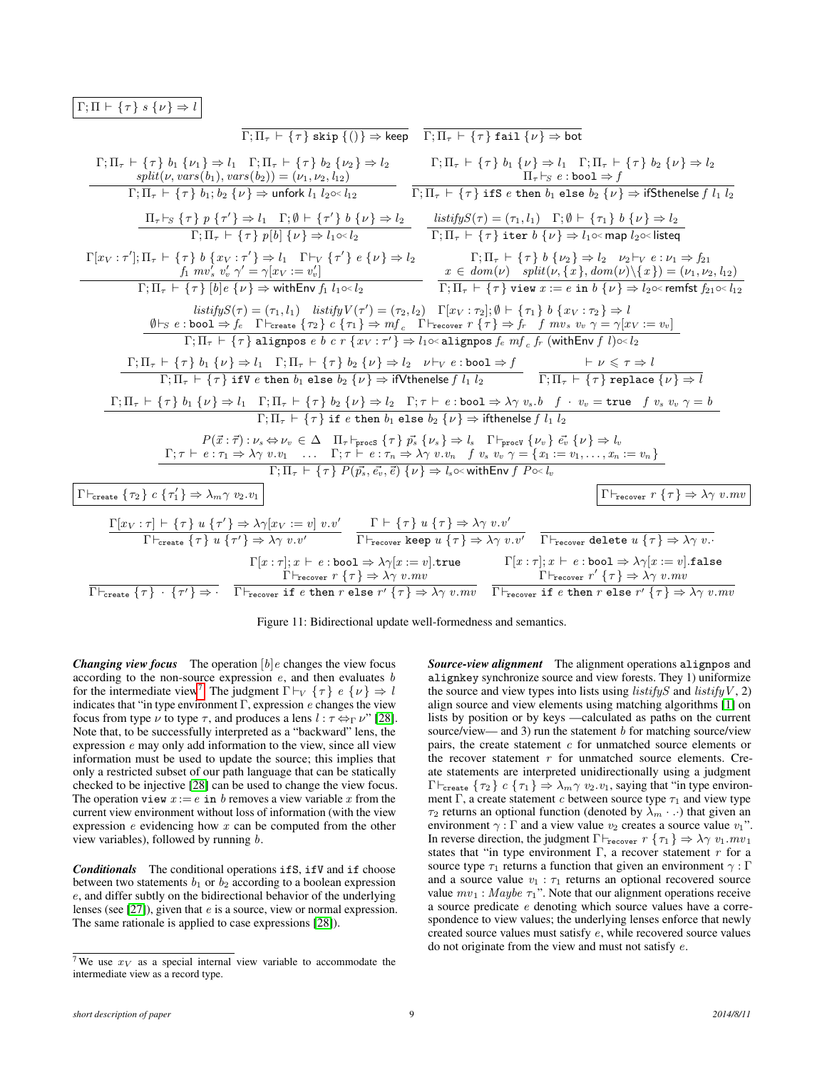$$\boxed{\Gamma;\Pi \vdash \{\tau\}\ s\ \{\nu\} \Rightarrow l}$$

$$\frac{}{\Gamma;\Pi_\tau \vdash \{\tau\}\ \texttt{skip}\ \{()\} \Rightarrow \mathsf{keep}} \qquad \frac{}{\Gamma;\Pi_\tau \vdash \{\tau\}\ \texttt{fail}\ \{\nu\} \Rightarrow \mathsf{bot}}$$

$$\frac{\Gamma;\Pi_\tau \vdash \{\tau\}\ b_1\ \{\nu_1\} \Rightarrow l_1 \quad \Gamma;\Pi_\tau \vdash \{\tau\}\ b_2\ \{\nu_2\} \Rightarrow l_2 \quad split(\nu, vars(b_1), vars(b_2)) = (\nu_1,\nu_2,l_{12})}{\Gamma;\Pi_\tau \vdash \{\tau\}\ b_1; b_2\ \{\nu\} \Rightarrow \mathsf{unfork}\ l_1\ l_2 \circ\!< l_{12}}$$

$$\frac{\Gamma;\Pi_\tau \vdash \{\tau\}\ b_1\ \{\nu\} \Rightarrow l_1 \quad \Gamma;\Pi_\tau \vdash \{\tau\}\ b_2\ \{\nu\} \Rightarrow l_2 \quad \Pi_\tau \vdash_S e : \texttt{bool} \Rightarrow f}{\Gamma;\Pi_\tau \vdash \{\tau\}\ \texttt{ifS}\ e\ \texttt{then}\ b_1\ \texttt{else}\ b_2\ \{\nu\} \Rightarrow \mathsf{ifSthenelse}\ f\ l_1\ l_2}$$

$$\frac{\Pi_\tau \vdash_S \{\tau\}\ p\ \{\tau'\} \Rightarrow l_1 \quad \Gamma;\emptyset \vdash \{\tau'\}\ b\ \{\nu\} \Rightarrow l_2}{\Gamma;\Pi_\tau \vdash \{\tau\}\ p[b]\ \{\nu\} \Rightarrow l_1 \circ\!< l_2} \qquad \frac{listifyS(\tau) = (\tau_1, l_1) \quad \Gamma;\emptyset \vdash \{\tau_1\}\ b\ \{\nu\} \Rightarrow l_2}{\Gamma;\Pi_\tau \vdash \{\tau\}\ \texttt{iter}\ b\ \{\nu\} \Rightarrow l_1 \circ\!< \mathsf{map}\ l_2 \circ\!< \mathsf{listeq}}$$

$$\frac{\Gamma[x_V:\tau'];\Pi_\tau \vdash \{\tau\}\ b\ \{x_V:\tau'\} \Rightarrow l_1 \quad \Gamma \vdash_V \{\tau'\}\ e\ \{\nu\} \Rightarrow l_2 \quad f_1\ mv_s'\ v_v'\ \gamma' = \gamma[x_V := v_v']}{\Gamma;\Pi_\tau \vdash \{\tau\}\ [b]e\ \{\nu\} \Rightarrow \mathsf{withEnv}\ f_1\ l_1 \circ\!< l_2}$$

$$\frac{\Gamma;\Pi_\tau \vdash \{\tau\}\ b\ \{\nu_2\} \Rightarrow l_2 \quad \nu_2 \vdash_V e : \nu_1 \Rightarrow f_{21} \quad x \in dom(\nu) \quad split(\nu, \{x\}, dom(\nu)\backslash\{x\}) = (\nu_1,\nu_2,l_{12})}{\Gamma;\Pi_\tau \vdash \{\tau\}\ \texttt{view}\ x := e\ \texttt{in}\ b\ \{\nu\} \Rightarrow l_2 \circ\!< \mathsf{remfst}\ f_{21} \circ\!< l_{12}}$$

$$\frac{\begin{array}{c} listifyS(\tau) = (\tau_1, l_1) \quad listifyV(\tau') = (\tau_2, l_2) \quad \Gamma[x_V:\tau_2];\emptyset \vdash \{\tau_1\}\ b\ \{x_V:\tau_2\} \Rightarrow l \\ \emptyset \vdash_S e : \texttt{bool} \Rightarrow f_e \quad \Gamma \vdash_{\texttt{create}} \{\tau_2\}\ c\ \{\tau_1\} \Rightarrow mf_c \quad \Gamma \vdash_{\texttt{recover}} r\ \{\tau\} \Rightarrow f_r \quad f\ mv_s\ v_v\ \gamma = \gamma[x_V := v_v] \end{array}}{\Gamma;\Pi_\tau \vdash \{\tau\}\ \texttt{alignpos}\ e\ b\ c\ r\ \{x_V:\tau'\} \Rightarrow l_1 \circ\!< \mathsf{alignpos}\ f_e\ mf_c\ f_r\ (\mathsf{withEnv}\ f\ l) \circ\!< l_2}$$

$$\frac{\Gamma;\Pi_\tau \vdash \{\tau\}\ b_1\ \{\nu\} \Rightarrow l_1 \quad \Gamma;\Pi_\tau \vdash \{\tau\}\ b_2\ \{\nu\} \Rightarrow l_2 \quad \nu \vdash_V e : \texttt{bool} \Rightarrow f}{\Gamma;\Pi_\tau \vdash \{\tau\}\ \texttt{ifV}\ e\ \texttt{then}\ b_1\ \texttt{else}\ b_2\ \{\nu\} \Rightarrow \mathsf{ifVthenelse}\ f\ l_1\ l_2} \qquad \frac{\vdash \nu \leqslant \tau \Rightarrow l}{\Gamma;\Pi_\tau \vdash \{\tau\}\ \texttt{replace}\ \{\nu\} \Rightarrow l}$$

$$\frac{\Gamma;\Pi_\tau \vdash \{\tau\}\ b_1\ \{\nu\} \Rightarrow l_1 \quad \Gamma;\Pi_\tau \vdash \{\tau\}\ b_2\ \{\nu\} \Rightarrow l_2 \quad \Gamma;\tau \vdash e : \texttt{bool} \Rightarrow \lambda\gamma\ v_s.b \quad f\ \cdot\ v_v = \texttt{true} \quad f\ v_s\ v_v\ \gamma = b}{\Gamma;\Pi_\tau \vdash \{\tau\}\ \texttt{if}\ e\ \texttt{then}\ b_1\ \texttt{else}\ b_2\ \{\nu\} \Rightarrow \mathsf{ifthenelse}\ f\ l_1\ l_2}$$

$$\frac{\begin{array}{c} P(\vec{x}:\vec{\tau}) : \nu_s \Leftrightarrow \nu_v \in \Delta \quad \Pi_\tau \vdash_{\texttt{procS}} \{\tau\}\ \vec{p_s}\ \{\nu_s\} \Rightarrow l_s \quad \Gamma \vdash_{\texttt{procV}} \{\nu_v\}\ \vec{e_v}\ \{\nu\} \Rightarrow l_v \\ \Gamma;\tau \vdash e : \tau_1 \Rightarrow \lambda\gamma\ v.v_1 \quad \ldots \quad \Gamma;\tau \vdash e : \tau_n \Rightarrow \lambda\gamma\ v.v_n \quad f\ v_s\ v_v\ \gamma = \{x_1 := v_1, \ldots, x_n := v_n\} \end{array}}{\Gamma;\Pi_\tau \vdash \{\tau\}\ P(\vec{p_s}, \vec{e_v}, \vec{e})\ \{\nu\} \Rightarrow l_s \circ\!< \mathsf{withEnv}\ f\ P \circ\!< l_v}$$

$$\boxed{\Gamma \vdash_{\texttt{create}} \{\tau_2\}\ c\ \{\tau_1'\} \Rightarrow \lambda_m\gamma\ v_2.v_1} \qquad \boxed{\Gamma \vdash_{\texttt{recover}} r\ \{\tau\} \Rightarrow \lambda\gamma\ v.mv}$$

$$\frac{\Gamma[x_V:\tau] \vdash \{\tau\}\ u\ \{\tau'\} \Rightarrow \lambda\gamma[x_V := v]\ v.v'}{\Gamma \vdash_{\texttt{create}} \{\tau\}\ u\ \{\tau'\} \Rightarrow \lambda\gamma\ v.v'} \qquad \frac{\Gamma \vdash \{\tau\}\ u\ \{\tau\} \Rightarrow \lambda\gamma\ v.v'}{\Gamma \vdash_{\texttt{recover}} \texttt{keep}\ u\ \{\tau\} \Rightarrow \lambda\gamma\ v.v'} \qquad \frac{}{\Gamma \vdash_{\texttt{recover}} \texttt{delete}\ u\ \{\tau\} \Rightarrow \lambda\gamma\ v.\cdot}$$

$$\frac{}{\Gamma \vdash_{\texttt{create}} \{\tau\}\ \cdot\ \{\tau'\} \Rightarrow \cdot} \qquad \frac{\Gamma[x:\tau]; x \vdash e : \texttt{bool} \Rightarrow \lambda\gamma[x := v].\texttt{true} \quad \Gamma \vdash_{\texttt{recover}} r\ \{\tau\} \Rightarrow \lambda\gamma\ v.mv}{\Gamma \vdash_{\texttt{recover}} \texttt{if}\ e\ \texttt{then}\ r\ \texttt{else}\ r'\ \{\tau\} \Rightarrow \lambda\gamma\ v.mv} \qquad \frac{\Gamma[x:\tau]; x \vdash e : \texttt{bool} \Rightarrow \lambda\gamma[x := v].\texttt{false} \quad \Gamma \vdash_{\texttt{recover}} r'\ \{\tau\} \Rightarrow \lambda\gamma\ v.mv}{\Gamma \vdash_{\texttt{recover}} \texttt{if}\ e\ \texttt{then}\ r\ \texttt{else}\ r'\ \{\tau\} \Rightarrow \lambda\gamma\ v.mv}$$

Figure 11: Bidirectional update well-formedness and semantics.

***Changing view focus*** The operation $[b]e$ changes the view focus according to the non-source expression $e$, and then evaluates $b$ for the intermediate view[7]. The judgment $\Gamma \vdash_V \{\tau\}\ e\ \{\nu\} \Rightarrow l$ indicates that "in type environment $\Gamma$, expression $e$ changes the view focus from type $\nu$ to type $\tau$, and produces a lens $l : \tau \Leftrightarrow_\Gamma \nu$" [28]. Note that, to be successfully interpreted as a "backward" lens, the expression $e$ may only add information to the view, since all view information must be used to update the source; this implies that only a restricted subset of our path language that can be statically checked to be injective [28] can be used to change the view focus. The operation `view` $x := e$ `in` $b$ removes a view variable $x$ from the current view environment without loss of information (with the view expression $e$ evidencing how $x$ can be computed from the other view variables), followed by running $b$.

***Conditionals*** The conditional operations `ifS`, `ifV` and `if` choose between two statements $b_1$ or $b_2$ according to a boolean expression $e$, and differ subtly on the bidirectional behavior of the underlying lenses (see [27]), given that $e$ is a source, view or normal expression. The same rationale is applied to case expressions [28]).

***Source-view alignment*** The alignment operations `alignpos` and `alignkey` synchronize source and view forests. They 1) uniformize the source and view types into lists using $listifyS$ and $listifyV$, 2) align source and view elements using matching algorithms [1] on lists by position or by keys —calculated as paths on the current source/view— and 3) run the statement $b$ for matching source/view pairs, the create statement $c$ for unmatched view elements or the recover statement $r$ for unmatched source elements. Create statements are interpreted unidirectionally using a judgment $\Gamma \vdash_{\texttt{create}} \{\tau_2\}\ c\ \{\tau_1\} \Rightarrow \lambda_m\gamma\ v_2.v_1$, saying that "in type environment $\Gamma$, a create statement $c$ between source type $\tau_1$ and view type $\tau_2$ returns an optional function (denoted by $\lambda_m \cdot .\cdot$) that given an environment $\gamma : \Gamma$ and a view value $v_2$ creates a source value $v_1$". In reverse direction, the judgment $\Gamma \vdash_{\texttt{recover}} r\ \{\tau_1\} \Rightarrow \lambda\gamma\ v_1.mv_1$ states that "in type environment $\Gamma$, a recover statement $r$ for a source type $\tau_1$ returns a function that given an environment $\gamma : \Gamma$ and a source value $v_1 : \tau_1$ returns an optional recovered source value $mv_1 : Maybe\ \tau_1$". Note that our alignment operations receive a source predicate $e$ denoting which source values have a correspondence to view values; the underlying lenses enforce that newly created source values must satisfy $e$, while recovered source values do not originate from the view and must not satisfy $e$.

[7] We use $x_V$ as a special internal view variable to accommodate the intermediate view as a record type.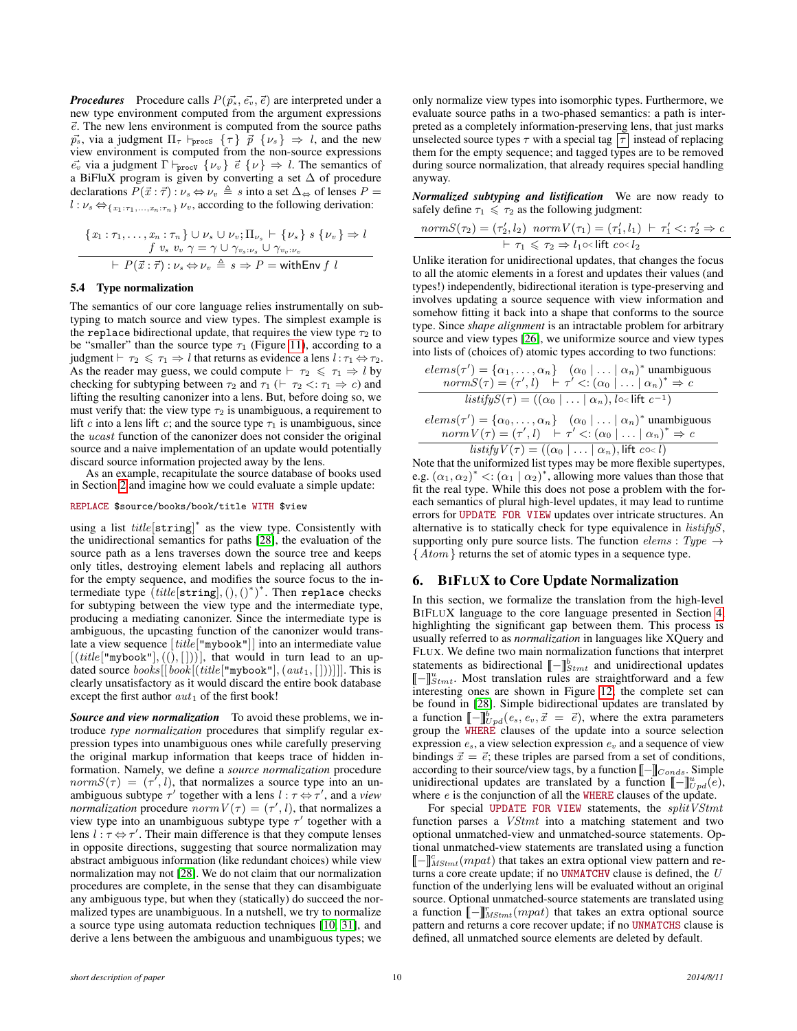***Procedures*** Procedure calls $P(\vec{p_s}, \vec{e_v}, \vec{e})$ are interpreted under a new type environment computed from the argument expressions $\vec{e}$. The new lens environment is computed from the source paths $\vec{p_s}$, via a judgment $\Pi_\tau \vdash_{\texttt{procS}} \{\tau\}\ \vec{p}\ \{\nu_s\} \Rightarrow l$, and the new view environment is computed from the non-source expressions $\vec{e_v}$ via a judgment $\Gamma \vdash_{\texttt{procV}} \{\nu_v\}\ \vec{e}\ \{\nu\} \Rightarrow l$. The semantics of a BiFluX program is given by converting a set $\Delta$ of procedure declarations $P(\vec{x}:\vec{\tau}) : \nu_s \Leftrightarrow \nu_v \triangleq s$ into a set $\Delta_\Leftrightarrow$ of lenses $P = l : \nu_s \Leftrightarrow_{\{x_1:\tau_1,\ldots,x_n:\tau_n\}} \nu_v$, according to the following derivation:

$$\frac{\begin{array}{c}\{x_1:\tau_1,\ldots,x_n:\tau_n\} \cup \nu_s \cup \nu_v; \Pi_{\nu_s} \vdash \{\nu_s\}\ s\ \{\nu_v\} \Rightarrow l \\ f\ v_s\ v_v\ \gamma = \gamma \cup \gamma_{v_s:\nu_s} \cup \gamma_{v_v:\nu_v}\end{array}}{\vdash P(\vec{x}:\vec{\tau}) : \nu_s \Leftrightarrow \nu_v \triangleq s \Rightarrow P = \mathsf{withEnv}\ f\ l}$$

### 5.4 Type normalization

The semantics of our core language relies instrumentally on subtyping to match source and view types. The simplest example is the `replace` bidirectional update, that requires the view type $\tau_2$ to be "smaller" than the source type $\tau_1$ (Figure 11), according to a judgment $\vdash \tau_2 \leqslant \tau_1 \Rightarrow l$ that returns as evidence a lens $l : \tau_1 \Leftrightarrow \tau_2$. As the reader may guess, we could compute $\vdash \tau_2 \leqslant \tau_1 \Rightarrow l$ by checking for subtyping between $\tau_2$ and $\tau_1$ ($\vdash \tau_2 <: \tau_1 \Rightarrow c$) and lifting the resulting canonizer into a lens. But, before doing so, we must verify that: the view type $\tau_2$ is unambiguous, a requirement to lift $c$ into a lens lift $c$; and the source type $\tau_1$ is unambiguous, since the $ucast$ function of the canonizer does not consider the original source and a naive implementation of an update would potentially discard source information projected away by the lens.

As an example, recapitulate the source database of books used in Section 2 and imagine how we could evaluate a simple update:

```
REPLACE $source/books/book/title WITH $view
```

using a list $title[\texttt{string}]^*$ as the view type. Consistently with the unidirectional semantics for paths [28], the evaluation of the source path as a lens traverses down the source tree and keeps only titles, destroying element labels and replacing all authors for the empty sequence, and modifies the source focus to the intermediate type $(title[\texttt{string}], (), ()^*)^*$. Then `replace` checks for subtyping between the view type and the intermediate type, producing a mediating canonizer. Since the intermediate type is ambiguous, the upcasting function of the canonizer would translate a view sequence $[title[\texttt{"mybook"}]]$ into an intermediate value $[(title[\texttt{"mybook"}], ((), []))]$, that would in turn lead to an updated source $books[[book[(title[\texttt{"mybook"}], (aut_1, []))]]]$. This is clearly unsatisfactory as it would discard the entire book database except the first author $aut_1$ of the first book!

***Source and view normalization*** To avoid these problems, we introduce *type normalization* procedures that simplify regular expression types into unambiguous ones while carefully preserving the original markup information that keeps trace of hidden information. Namely, we define a *source normalization* procedure $normS(\tau) = (\tau', l)$, that normalizes a source type into an unambiguous subtype $\tau'$ together with a lens $l : \tau \Leftrightarrow \tau'$, and a *view normalization* procedure $normV(\tau) = (\tau', l)$, that normalizes a view type into an unambiguous subtype type $\tau'$ together with a lens $l : \tau \Leftrightarrow \tau'$. Their main difference is that they compute lenses in opposite directions, suggesting that source normalization may abstract ambiguous information (like redundant choices) while view normalization may not [28]. We do not claim that our normalization procedures are complete, in the sense that they can disambiguate any ambiguous type, but when they (statically) do succeed the normalized types are unambiguous. In a nutshell, we try to normalize a source type using automata reduction techniques [10, 31], and derive a lens between the ambiguous and unambiguous types; we only normalize view types into isomorphic types. Furthermore, we evaluate source paths in a two-phased semantics: a path is interpreted as a completely information-preserving lens, that just marks unselected source types $\tau$ with a special tag $\boxed{\tau}$ instead of replacing them for the empty sequence; and tagged types are to be removed during source normalization, that already requires special handling anyway.

***Normalized subtyping and listification*** We are now ready to safely define $\tau_1 \leqslant \tau_2$ as the following judgment:

$$\frac{normS(\tau_2) = (\tau_2', l_2)\quad normV(\tau_1) = (\tau_1', l_1)\ \vdash \tau_1' <: \tau_2' \Rightarrow c}{\vdash \tau_1 \leqslant \tau_2 \Rightarrow l_1 \circ\!< \mathsf{lift}\ c \circ\!< l_2}$$

Unlike iteration for unidirectional updates, that changes the focus to all the atomic elements in a forest and updates their values (and types!) independently, bidirectional iteration is type-preserving and involves updating a source sequence with view information and somehow fitting it back into a shape that conforms to the source type. Since *shape alignment* is an intractable problem for arbitrary source and view types [26], we uniformize source and view types into lists of (choices of) atomic types according to two functions:

$$\frac{\begin{array}{c}elems(\tau') = \{\alpha_1,\ldots,\alpha_n\}\quad (\alpha_0 \mid \ldots \mid \alpha_n)^* \text{ unambiguous} \\ normS(\tau) = (\tau', l)\quad \vdash \tau' <: (\alpha_0 \mid \ldots \mid \alpha_n)^* \Rightarrow c\end{array}}{listifyS(\tau) = ((\alpha_0 \mid \ldots \mid \alpha_n), l \circ\!< \mathsf{lift}\ c^{-1})}$$

$$\frac{\begin{array}{c}elems(\tau') = \{\alpha_0,\ldots,\alpha_n\}\quad (\alpha_0 \mid \ldots \mid \alpha_n)^* \text{ unambiguous} \\ normV(\tau) = (\tau', l)\quad \vdash \tau' <: (\alpha_0 \mid \ldots \mid \alpha_n)^* \Rightarrow c\end{array}}{listifyV(\tau) = ((\alpha_0 \mid \ldots \mid \alpha_n), \mathsf{lift}\ c \circ\!< l)}$$

Note that the uniformized list types may be more flexible supertypes, e.g. $(\alpha_1, \alpha_2)^* <: (\alpha_1 \mid \alpha_2)^*$, allowing more values than those that fit the real type. While this does not pose a problem with the foreach semantics of plural high-level updates, it may lead to runtime errors for `UPDATE FOR VIEW` updates over intricate structures. An alternative is to statically check for type equivalence in $listifyS$, supporting only pure source lists. The function $elems : Type \rightarrow \{Atom\}$ returns the set of atomic types in a sequence type.

## 6. BiFluX to Core Update Normalization

In this section, we formalize the translation from the high-level BiFluX language to the core language presented in Section 4, highlighting the significant gap between them. This process is usually referred to as *normalization* in languages like XQuery and Flux. We define two main normalization functions that interpret statements as bidirectional $[\![-]\!]^b_{Stmt}$ and unidirectional updates $[\![-]\!]^u_{Stmt}$. Most translation rules are straightforward and a few interesting ones are shown in Figure 12; the complete set can be found in [28]. Simple bidirectional updates are translated by a function $[\![-]\!]^b_{Upd}(e_s, e_v, \vec{x} = \vec{e})$, where the extra parameters group the `WHERE` clauses of the update into a source selection expression $e_s$, a view selection expression $e_v$ and a sequence of view bindings $\vec{x} = \vec{e}$; these triples are parsed from a set of conditions, according to their source/view tags, by a function $[\![-]\!]_{Conds}$. Simple unidirectional updates are translated by a function $[\![-]\!]^u_{Upd}(e)$, where $e$ is the conjunction of all the `WHERE` clauses of the update.

For special `UPDATE FOR VIEW` statements, the $splitVStmt$ function parses a $VStmt$ into a matching statement and two optional unmatched-view and unmatched-source statements. Optional unmatched-view statements are translated using a function $[\![-]\!]^c_{MStmt}(mpat)$ that takes an extra optional view pattern and returns a core create update; if no `UNMATCHV` clause is defined, the $U$ function of the underlying lens will be evaluated without an original source. Optional unmatched-source statements are translated using a function $[\![-]\!]^r_{MStmt}(mpat)$ that takes an extra optional source pattern and returns a core recover update; if no `UNMATCHS` clause is defined, all unmatched source elements are deleted by default.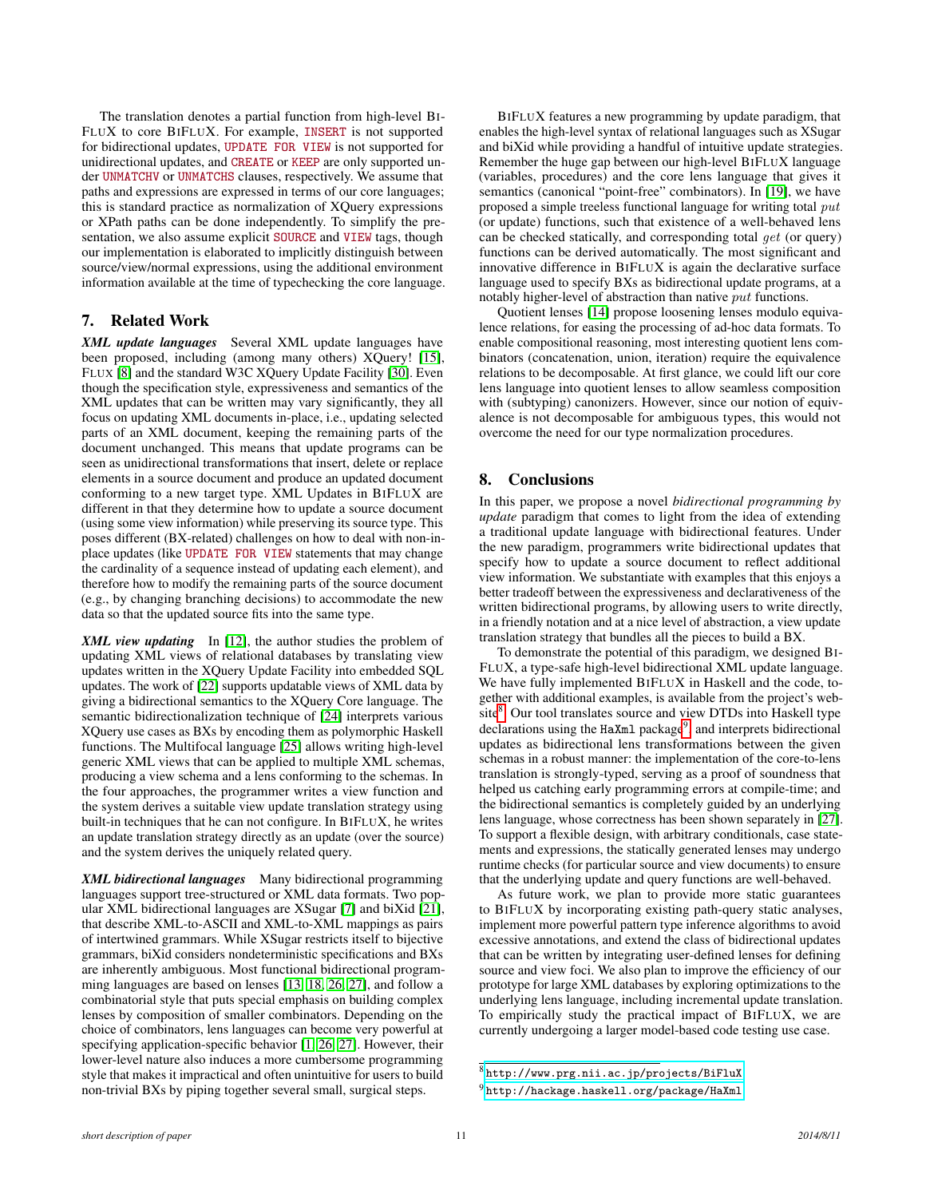The translation denotes a partial function from high-level BIFLUX to core BIFLUX. For example, `INSERT` is not supported for bidirectional updates, `UPDATE FOR VIEW` is not supported for unidirectional updates, and `CREATE` or `KEEP` are only supported under `UNMATCHV` or `UNMATCHS` clauses, respectively. We assume that paths and expressions are expressed in terms of our core languages; this is standard practice as normalization of XQuery expressions or XPath paths can be done independently. To simplify the presentation, we also assume explicit `SOURCE` and `VIEW` tags, though our implementation is elaborated to implicitly distinguish between source/view/normal expressions, using the additional environment information available at the time of typechecking the core language.

## 7. Related Work

***XML update languages*** Several XML update languages have been proposed, including (among many others) XQuery! [15], FLUX [8] and the standard W3C XQuery Update Facility [30]. Even though the specification style, expressiveness and semantics of the XML updates that can be written may vary significantly, they all focus on updating XML documents in-place, i.e., updating selected parts of an XML document, keeping the remaining parts of the document unchanged. This means that update programs can be seen as unidirectional transformations that insert, delete or replace elements in a source document and produce an updated document conforming to a new target type. XML Updates in BIFLUX are different in that they determine how to update a source document (using some view information) while preserving its source type. This poses different (BX-related) challenges on how to deal with non-in-place updates (like `UPDATE FOR VIEW` statements that may change the cardinality of a sequence instead of updating each element), and therefore how to modify the remaining parts of the source document (e.g., by changing branching decisions) to accommodate the new data so that the updated source fits into the same type.

***XML view updating*** In [12], the author studies the problem of updating XML views of relational databases by translating view updates written in the XQuery Update Facility into embedded SQL updates. The work of [22] supports updatable views of XML data by giving a bidirectional semantics to the XQuery Core language. The semantic bidirectionalization technique of [24] interprets various XQuery use cases as BXs by encoding them as polymorphic Haskell functions. The Multifocal language [25] allows writing high-level generic XML views that can be applied to multiple XML schemas, producing a view schema and a lens conforming to the schemas. In the four approaches, the programmer writes a view function and the system derives a suitable view update translation strategy using built-in techniques that he can not configure. In BIFLUX, he writes an update translation strategy directly as an update (over the source) and the system derives the uniquely related query.

***XML bidirectional languages*** Many bidirectional programming languages support tree-structured or XML data formats. Two popular XML bidirectional languages are XSugar [7] and biXid [21], that describe XML-to-ASCII and XML-to-XML mappings as pairs of intertwined grammars. While XSugar restricts itself to bijective grammars, biXid considers nondeterministic specifications and BXs are inherently ambiguous. Most functional bidirectional programming languages are based on lenses [13, 18, 26, 27], and follow a combinatorial style that puts special emphasis on building complex lenses by composition of smaller combinators. Depending on the choice of combinators, lens languages can become very powerful at specifying application-specific behavior [1, 26, 27]. However, their lower-level nature also induces a more cumbersome programming style that makes it impractical and often unintuitive for users to build non-trivial BXs by piping together several small, surgical steps.

BIFLUX features a new programming by update paradigm, that enables the high-level syntax of relational languages such as XSugar and biXid while providing a handful of intuitive update strategies. Remember the huge gap between our high-level BIFLUX language (variables, procedures) and the core lens language that gives it semantics (canonical "point-free" combinators). In [19], we have proposed a simple treeless functional language for writing total $put$ (or update) functions, such that existence of a well-behaved lens can be checked statically, and corresponding total $get$ (or query) functions can be derived automatically. The most significant and innovative difference in BIFLUX is again the declarative surface language used to specify BXs as bidirectional update programs, at a notably higher-level of abstraction than native $put$ functions.

Quotient lenses [14] propose loosening lenses modulo equivalence relations, for easing the processing of ad-hoc data formats. To enable compositional reasoning, most interesting quotient lens combinators (concatenation, union, iteration) require the equivalence relations to be decomposable. At first glance, we could lift our core lens language into quotient lenses to allow seamless composition with (subtyping) canonizers. However, since our notion of equivalence is not decomposable for ambiguous types, this would not overcome the need for our type normalization procedures.

## 8. Conclusions

In this paper, we propose a novel *bidirectional programming by update* paradigm that comes to light from the idea of extending a traditional update language with bidirectional features. Under the new paradigm, programmers write bidirectional updates that specify how to update a source document to reflect additional view information. We substantiate with examples that this enjoys a better tradeoff between the expressiveness and declarativeness of the written bidirectional programs, by allowing users to write directly, in a friendly notation and at a nice level of abstraction, a view update translation strategy that bundles all the pieces to build a BX.

To demonstrate the potential of this paradigm, we designed BIFLUX, a type-safe high-level bidirectional XML update language. We have fully implemented BIFLUX in Haskell and the code, together with additional examples, is available from the project's website[8]. Our tool translates source and view DTDs into Haskell type declarations using the `HaXml` package[9] and interprets bidirectional updates as bidirectional lens transformations between the given schemas in a robust manner: the implementation of the core-to-lens translation is strongly-typed, serving as a proof of soundness that helped us catching early programming errors at compile-time; and the bidirectional semantics is completely guided by an underlying lens language, whose correctness has been shown separately in [27]. To support a flexible design, with arbitrary conditionals, case statements and expressions, the statically generated lenses may undergo runtime checks (for particular source and view documents) to ensure that the underlying update and query functions are well-behaved.

As future work, we plan to provide more static guarantees to BIFLUX by incorporating existing path-query static analyses, implement more powerful pattern type inference algorithms to avoid excessive annotations, and extend the class of bidirectional updates that can be written by integrating user-defined lenses for defining source and view foci. We also plan to improve the efficiency of our prototype for large XML databases by exploring optimizations to the underlying lens language, including incremental update translation. To empirically study the practical impact of BIFLUX, we are currently undergoing a larger model-based code testing use case.

[8] http://www.prg.nii.ac.jp/projects/BiFluX

[9] http://hackage.haskell.org/package/HaXml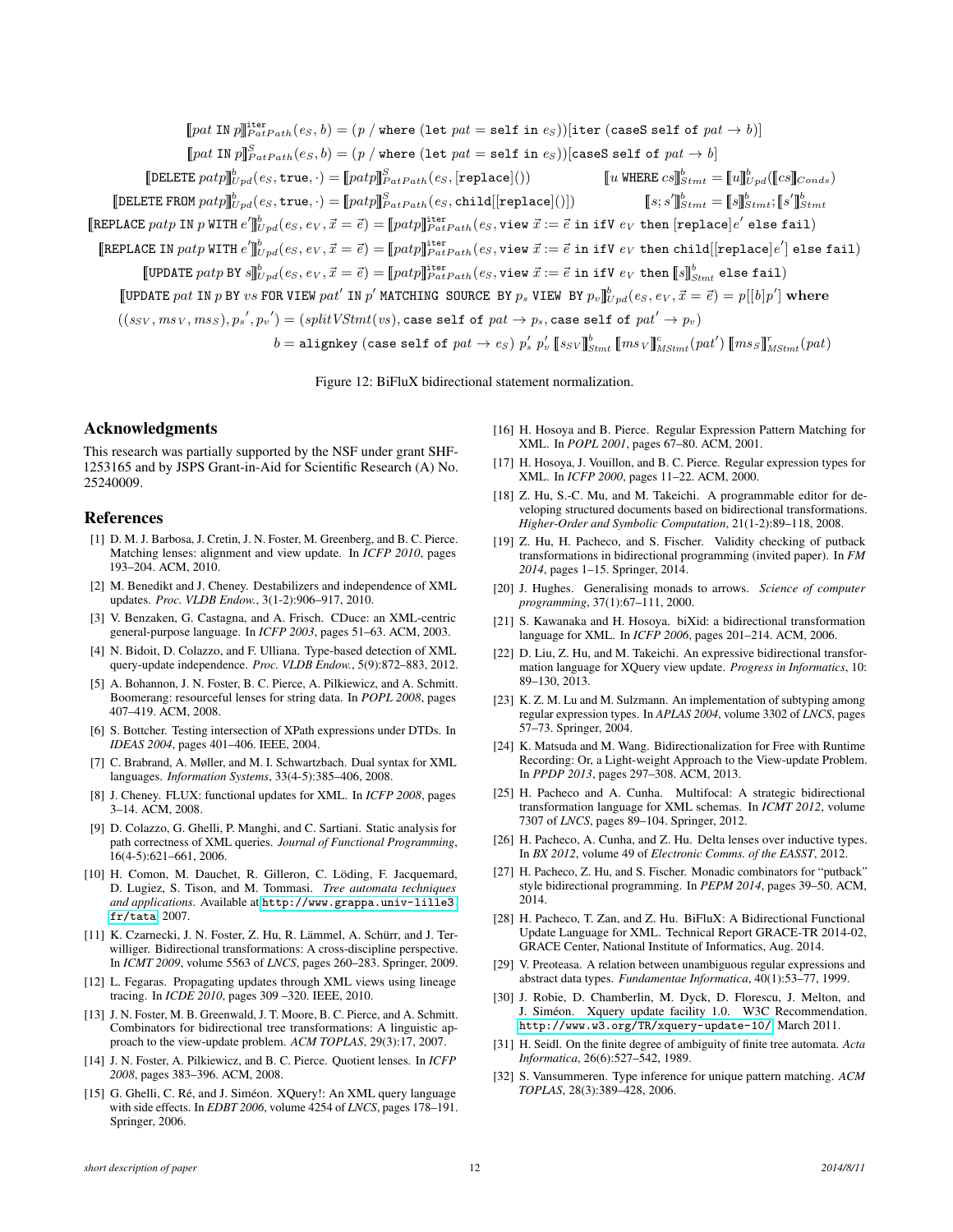$$[\![pat\ \texttt{IN}\ p]\!]^{\texttt{iter}}_{PatPath}(e_S, b) = (p\ /\ \texttt{where}\ (\texttt{let}\ pat = \texttt{self in}\ e_S))[\texttt{iter}\ (\texttt{caseS self of}\ pat \rightarrow b)]$$

$$[\![pat\ \texttt{IN}\ p]\!]^{S}_{PatPath}(e_S, b) = (p\ /\ \texttt{where}\ (\texttt{let}\ pat = \texttt{self in}\ e_S))[\texttt{caseS self of}\ pat \rightarrow b]$$

$$[\![\texttt{DELETE}\ patp]\!]^{b}_{Upd}(e_S, \texttt{true}, \cdot) = [\![patp]\!]^{S}_{PatPath}(e_S, [\texttt{replace}]()) \qquad [\![u\ \texttt{WHERE}\ cs]\!]^{b}_{Stmt} = [\![u]\!]^{b}_{Upd}([\![cs]\!]_{Conds})$$

$$[\![\texttt{DELETE FROM}\ patp]\!]^{b}_{Upd}(e_S, \texttt{true}, \cdot) = [\![patp]\!]^{S}_{PatPath}(e_S, \texttt{child}[[\texttt{replace}]()]) \qquad [\![s; s']\!]^{b}_{Stmt} = [\![s]\!]^{b}_{Stmt}; [\![s']\!]^{b}_{Stmt}$$

$$[\![\texttt{REPLACE}\ patp\ \texttt{IN}\ p\ \texttt{WITH}\ e']\!]^{b}_{Upd}(e_S, e_V, \vec{x} = \vec{e}) = [\![patp]\!]^{\texttt{iter}}_{PatPath}(e_S, \texttt{view}\ \vec{x} := \vec{e}\ \texttt{in ifV}\ e_V\ \texttt{then}\ [\texttt{replace}]e'\ \texttt{else fail})$$

$$[\![\texttt{REPLACE IN}\ patp\ \texttt{WITH}\ e']\!]^{b}_{Upd}(e_S, e_V, \vec{x} = \vec{e}) = [\![patp]\!]^{\texttt{iter}}_{PatPath}(e_S, \texttt{view}\ \vec{x} := \vec{e}\ \texttt{in ifV}\ e_V\ \texttt{then child}[[\texttt{replace}]e']\ \texttt{else fail})$$

$$[\![\texttt{UPDATE}\ patp\ \texttt{BY}\ s]\!]^{b}_{Upd}(e_S, e_V, \vec{x} = \vec{e}) = [\![patp]\!]^{\texttt{iter}}_{PatPath}(e_S, \texttt{view}\ \vec{x} := \vec{e}\ \texttt{in ifV}\ e_V\ \texttt{then}\ [\![s]\!]^{b}_{Stmt}\ \texttt{else fail})$$

$$[\![\texttt{UPDATE}\ pat\ \texttt{IN}\ p\ \texttt{BY}\ vs\ \texttt{FOR VIEW}\ pat'\ \texttt{IN}\ p'\ \texttt{MATCHING SOURCE BY}\ p_s\ \texttt{VIEW BY}\ p_v]\!]^{b}_{Upd}(e_S, e_V, \vec{x} = \vec{e}) = p[[b]p']\ \textbf{where}$$

$$((s_{SV}, ms_V, ms_S), p_s{}', p_v{}') = (splitVStmt(vs), \texttt{case self of}\ pat \rightarrow p_s, \texttt{case self of}\ pat' \rightarrow p_v)$$

$$b = \texttt{alignkey}\ (\texttt{case self of}\ pat \rightarrow e_S)\ p'_s\ p'_v\ [\![s_{SV}]\!]^{b}_{Stmt}\ [\![ms_V]\!]^{c}_{MStmt}(pat')\ [\![ms_S]\!]^{r}_{MStmt}(pat)$$

Figure 12: BiFluX bidirectional statement normalization.

## Acknowledgments

This research was partially supported by the NSF under grant SHF-1253165 and by JSPS Grant-in-Aid for Scientific Research (A) No. 25240009.

## References

[1] D. M. J. Barbosa, J. Cretin, J. N. Foster, M. Greenberg, and B. C. Pierce. Matching lenses: alignment and view update. In *ICFP 2010*, pages 193–204. ACM, 2010.

[2] M. Benedikt and J. Cheney. Destabilizers and independence of XML updates. *Proc. VLDB Endow.*, 3(1-2):906–917, 2010.

[3] V. Benzaken, G. Castagna, and A. Frisch. CDuce: an XML-centric general-purpose language. In *ICFP 2003*, pages 51–63. ACM, 2003.

[4] N. Bidoit, D. Colazzo, and F. Ulliana. Type-based detection of XML query-update independence. *Proc. VLDB Endow.*, 5(9):872–883, 2012.

[5] A. Bohannon, J. N. Foster, B. C. Pierce, A. Pilkiewicz, and A. Schmitt. Boomerang: resourceful lenses for string data. In *POPL 2008*, pages 407–419. ACM, 2008.

[6] S. Bottcher. Testing intersection of XPath expressions under DTDs. In *IDEAS 2004*, pages 401–406. IEEE, 2004.

[7] C. Brabrand, A. Møller, and M. I. Schwartzbach. Dual syntax for XML languages. *Information Systems*, 33(4-5):385–406, 2008.

[8] J. Cheney. FLUX: functional updates for XML. In *ICFP 2008*, pages 3–14. ACM, 2008.

[9] D. Colazzo, G. Ghelli, P. Manghi, and C. Sartiani. Static analysis for path correctness of XML queries. *Journal of Functional Programming*, 16(4-5):621–661, 2006.

[10] H. Comon, M. Dauchet, R. Gilleron, C. Löding, F. Jacquemard, D. Lugiez, S. Tison, and M. Tommasi. *Tree automata techniques and applications*. Available at http://www.grappa.univ-lille3.fr/tata, 2007.

[11] K. Czarnecki, J. N. Foster, Z. Hu, R. Lämmel, A. Schürr, and J. Terwilliger. Bidirectional transformations: A cross-discipline perspective. In *ICMT 2009*, volume 5563 of *LNCS*, pages 260–283. Springer, 2009.

[12] L. Fegaras. Propagating updates through XML views using lineage tracing. In *ICDE 2010*, pages 309 –320. IEEE, 2010.

[13] J. N. Foster, M. B. Greenwald, J. T. Moore, B. C. Pierce, and A. Schmitt. Combinators for bidirectional tree transformations: A linguistic approach to the view-update problem. *ACM TOPLAS*, 29(3):17, 2007.

[14] J. N. Foster, A. Pilkiewicz, and B. C. Pierce. Quotient lenses. In *ICFP 2008*, pages 383–396. ACM, 2008.

[15] G. Ghelli, C. Ré, and J. Siméon. XQuery!: An XML query language with side effects. In *EDBT 2006*, volume 4254 of *LNCS*, pages 178–191. Springer, 2006.

[16] H. Hosoya and B. Pierce. Regular Expression Pattern Matching for XML. In *POPL 2001*, pages 67–80. ACM, 2001.

[17] H. Hosoya, J. Vouillon, and B. C. Pierce. Regular expression types for XML. In *ICFP 2000*, pages 11–22. ACM, 2000.

[18] Z. Hu, S.-C. Mu, and M. Takeichi. A programmable editor for developing structured documents based on bidirectional transformations. *Higher-Order and Symbolic Computation*, 21(1-2):89–118, 2008.

[19] Z. Hu, H. Pacheco, and S. Fischer. Validity checking of putback transformations in bidirectional programming (invited paper). In *FM 2014*, pages 1–15. Springer, 2014.

[20] J. Hughes. Generalising monads to arrows. *Science of computer programming*, 37(1):67–111, 2000.

[21] S. Kawanaka and H. Hosoya. biXid: a bidirectional transformation language for XML. In *ICFP 2006*, pages 201–214. ACM, 2006.

[22] D. Liu, Z. Hu, and M. Takeichi. An expressive bidirectional transformation language for XQuery view update. *Progress in Informatics*, 10: 89–130, 2013.

[23] K. Z. M. Lu and M. Sulzmann. An implementation of subtyping among regular expression types. In *APLAS 2004*, volume 3302 of *LNCS*, pages 57–73. Springer, 2004.

[24] K. Matsuda and M. Wang. Bidirectionalization for Free with Runtime Recording: Or, a Light-weight Approach to the View-update Problem. In *PPDP 2013*, pages 297–308. ACM, 2013.

[25] H. Pacheco and A. Cunha. Multifocal: A strategic bidirectional transformation language for XML schemas. In *ICMT 2012*, volume 7307 of *LNCS*, pages 89–104. Springer, 2012.

[26] H. Pacheco, A. Cunha, and Z. Hu. Delta lenses over inductive types. In *BX 2012*, volume 49 of *Electronic Comms. of the EASST*, 2012.

[27] H. Pacheco, Z. Hu, and S. Fischer. Monadic combinators for "putback" style bidirectional programming. In *PEPM 2014*, pages 39–50. ACM, 2014.

[28] H. Pacheco, T. Zan, and Z. Hu. BiFluX: A Bidirectional Functional Update Language for XML. Technical Report GRACE-TR 2014-02, GRACE Center, National Institute of Informatics, Aug. 2014.

[29] V. Preoteasa. A relation between unambiguous regular expressions and abstract data types. *Fundamentae Informatica*, 40(1):53–77, 1999.

[30] J. Robie, D. Chamberlin, M. Dyck, D. Florescu, J. Melton, and J. Siméon. Xquery update facility 1.0. W3C Recommendation. http://www.w3.org/TR/xquery-update-10/, March 2011.

[31] H. Seidl. On the finite degree of ambiguity of finite tree automata. *Acta Informatica*, 26(6):527–542, 1989.

[32] S. Vansummeren. Type inference for unique pattern matching. *ACM TOPLAS*, 28(3):389–428, 2006.